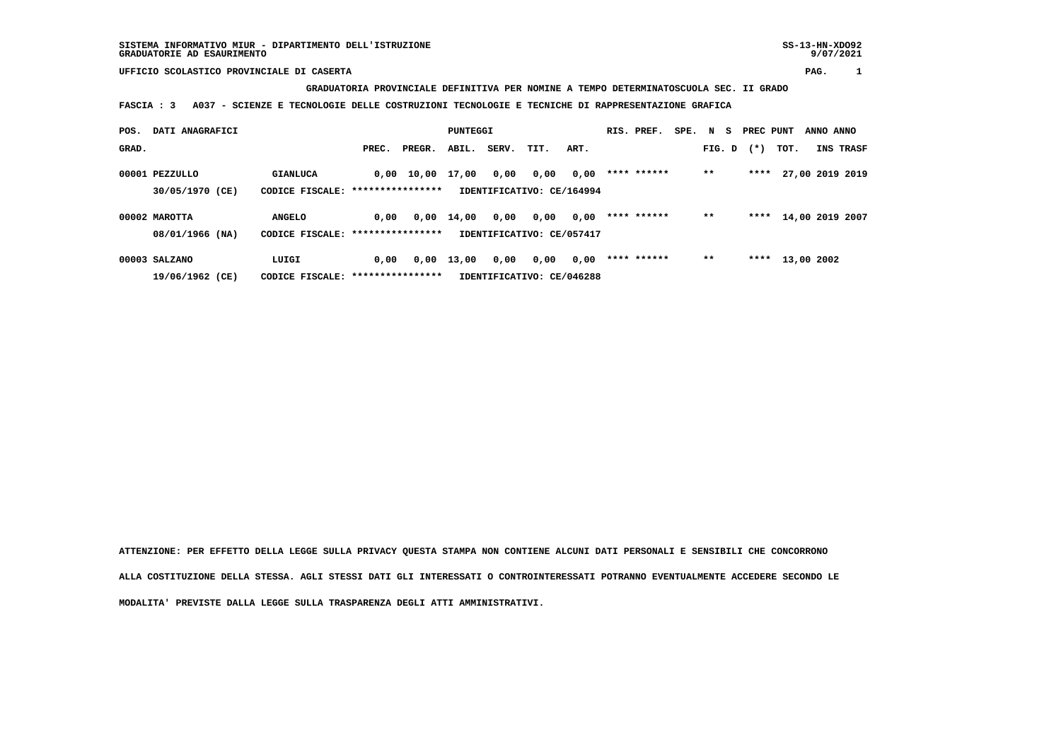SISTEMA INFORMATIVO MIUR - DIPARTIMENTO DELL'ISTRUZIONE
GRADUATORIE AD ESAURIMENTO

SS-13-HN-XDO92
9/07/2021

UFFICIO SCOLASTICO PROVINCIALE DI CASERTA

**GRADUATORIA PROVINCIALE DEFINITIVA PER NOMINE A TEMPO DETERMINATOSCUOLA SEC. II GRADO**

**FASCIA : 3 A037 - SCIENZE E TECNOLOGIE DELLE COSTRUZIONI TECNOLOGIE E TECNICHE DI RAPPRESENTAZIONE GRAFICA**

| POS. GRAD. | DATI ANAGRAFICI | | PREC. | PREGR. | ABIL. | SERV. | TIT. | ART. | RIS. PREF. | SPE. N S FIG. D | PREC PUNT (*) | TOT. | ANNO INS | ANNO TRASF |
|---|---|---|---|---|---|---|---|---|---|---|---|---|---|---|
| 00001 | PEZZULLO | GIANLUCA | 0,00 | 10,00 | 17,00 | 0,00 | 0,00 | 0,00 | **** ****** | ** | **** | 27,00 | 2019 | 2019 |
| | 30/05/1970 (CE) | CODICE FISCALE: **************** | IDENTIFICATIVO: CE/164994 | | | | | | | | | | | |
| 00002 | MAROTTA | ANGELO | 0,00 | 0,00 | 14,00 | 0,00 | 0,00 | 0,00 | **** ****** | ** | **** | 14,00 | 2019 | 2007 |
| | 08/01/1966 (NA) | CODICE FISCALE: **************** | IDENTIFICATIVO: CE/057417 | | | | | | | | | | | |
| 00003 | SALZANO | LUIGI | 0,00 | 0,00 | 13,00 | 0,00 | 0,00 | 0,00 | **** ****** | ** | **** | 13,00 | 2002 | |
| | 19/06/1962 (CE) | CODICE FISCALE: **************** | IDENTIFICATIVO: CE/046288 | | | | | | | | | | | |

ATTENZIONE: PER EFFETTO DELLA LEGGE SULLA PRIVACY QUESTA STAMPA NON CONTIENE ALCUNI DATI PERSONALI E SENSIBILI CHE CONCORRONO ALLA COSTITUZIONE DELLA STESSA. AGLI STESSI DATI GLI INTERESSATI O CONTROINTERESSATI POTRANNO EVENTUALMENTE ACCEDERE SECONDO LE MODALITA' PREVISTE DALLA LEGGE SULLA TRASPARENZA DEGLI ATTI AMMINISTRATIVI.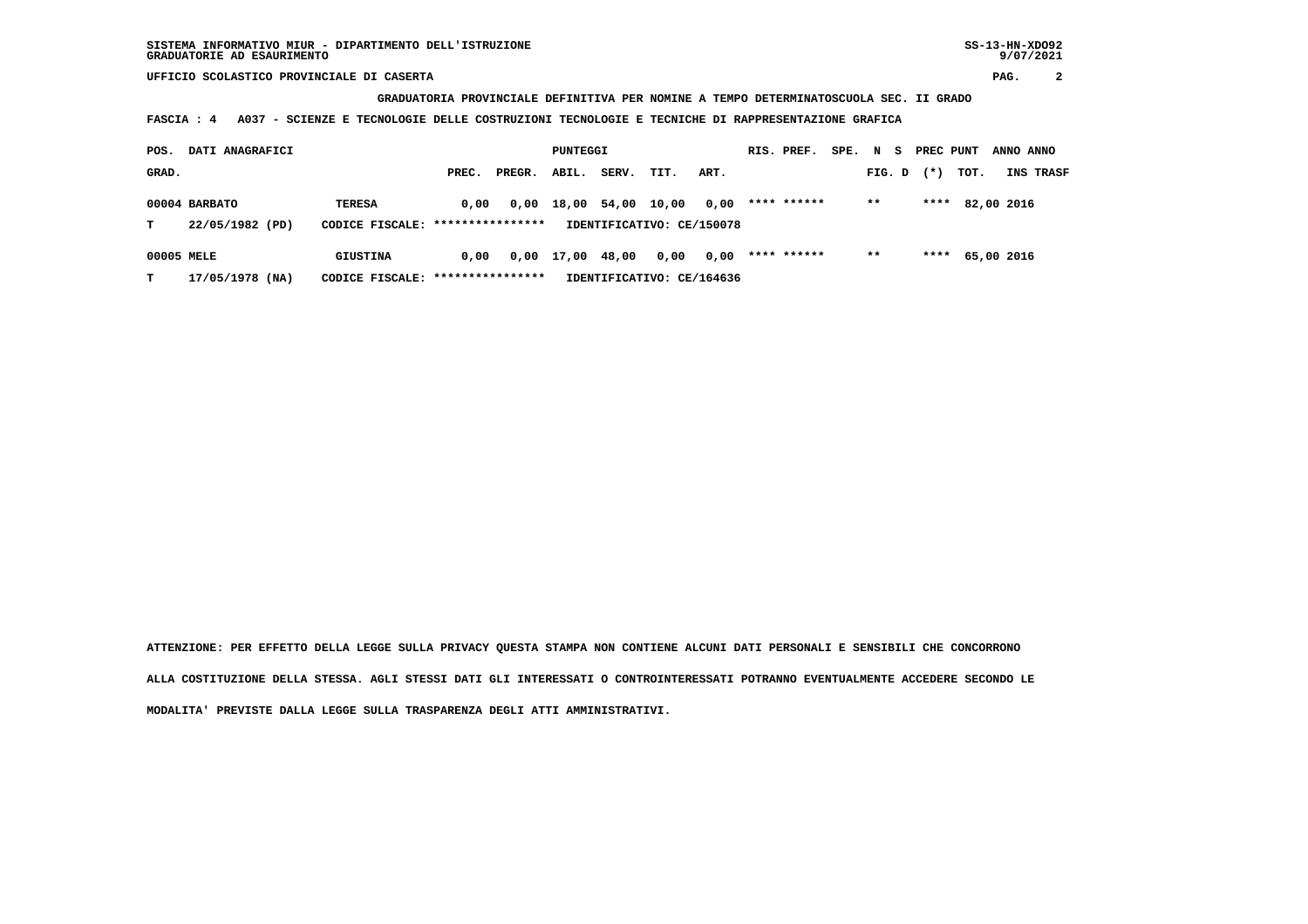SISTEMA INFORMATIVO MIUR - DIPARTIMENTO DELL'ISTRUZIONE
GRADUATORIE AD ESAURIMENTO

UFFICIO SCOLASTICO PROVINCIALE DI CASERTA

**GRADUATORIA PROVINCIALE DEFINITIVA PER NOMINE A TEMPO DETERMINATOSCUOLA SEC. II GRADO**

**FASCIA : 4 A037 - SCIENZE E TECNOLOGIE DELLE COSTRUZIONI TECNOLOGIE E TECNICHE DI RAPPRESENTAZIONE GRAFICA**

| POS. GRAD. | DATI ANAGRAFICI | | PREC. | PREGR. | ABIL. | SERV. | TIT. | ART. | RIS. PREF. | SPE. | N S FIG. D | PREC PUNT (*) | TOT. | ANNO INS | ANNO TRASF |
|---|---|---|---|---|---|---|---|---|---|---|---|---|---|---|---|
| 00004 | BARBATO | TERESA | 0,00 | 0,00 | 18,00 | 54,00 | 10,00 | 0,00 | **** ****** | | ** | **** | 82,00 | 2016 | |
| T | 22/05/1982 (PD) | CODICE FISCALE: **************** | | | IDENTIFICATIVO: CE/150078 | | | | | | | | | | |
| 00005 | MELE | GIUSTINA | 0,00 | 0,00 | 17,00 | 48,00 | 0,00 | 0,00 | **** ****** | | ** | **** | 65,00 | 2016 | |
| T | 17/05/1978 (NA) | CODICE FISCALE: **************** | | | IDENTIFICATIVO: CE/164636 | | | | | | | | | | |

ATTENZIONE: PER EFFETTO DELLA LEGGE SULLA PRIVACY QUESTA STAMPA NON CONTIENE ALCUNI DATI PERSONALI E SENSIBILI CHE CONCORRONO ALLA COSTITUZIONE DELLA STESSA. AGLI STESSI DATI GLI INTERESSATI O CONTROINTERESSATI POTRANNO EVENTUALMENTE ACCEDERE SECONDO LE MODALITA' PREVISTE DALLA LEGGE SULLA TRASPARENZA DEGLI ATTI AMMINISTRATIVI.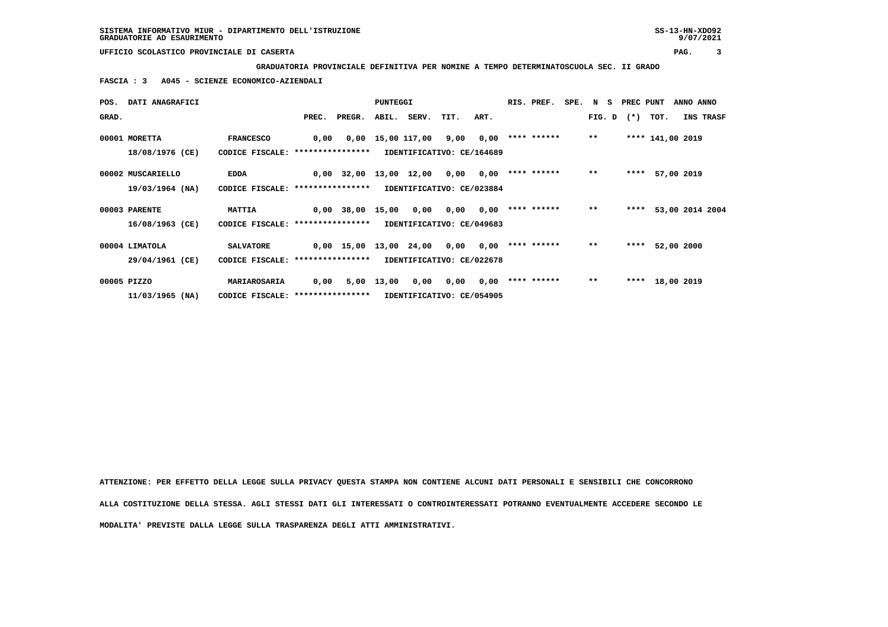**SISTEMA INFORMATIVO MIUR - DIPARTIMENTO DELL'ISTRUZIONE**
**GRADUATORIE AD ESAURIMENTO**

**UFFICIO SCOLASTICO PROVINCIALE DI CASERTA**

**GRADUATORIA PROVINCIALE DEFINITIVA PER NOMINE A TEMPO DETERMINATOSCUOLA SEC. II GRADO**

**FASCIA : 3   A045 - SCIENZE ECONOMICO-AZIENDALI**

| POS. GRAD. | DATI ANAGRAFICI | | PREC. | PREGR. | ABIL. | SERV. | TIT. | ART. | RIS. PREF. | SPE. | N S FIG. D | PREC PUNT (*) | TOT. | ANNO INS | ANNO TRASF |
|---|---|---|---|---|---|---|---|---|---|---|---|---|---|---|---|
| 00001 | MORETTA 18/08/1976 (CE) | FRANCESCO CODICE FISCALE: **************** IDENTIFICATIVO: CE/164689 | 0,00 | 0,00 | 15,00 | 117,00 | 9,00 | 0,00 | **** ****** | | ** | **** | 141,00 | 2019 | |
| 00002 | MUSCARIELLO 19/03/1964 (NA) | EDDA CODICE FISCALE: **************** IDENTIFICATIVO: CE/023884 | 0,00 | 32,00 | 13,00 | 12,00 | 0,00 | 0,00 | **** ****** | | ** | **** | 57,00 | 2019 | |
| 00003 | PARENTE 16/08/1963 (CE) | MATTIA CODICE FISCALE: **************** IDENTIFICATIVO: CE/049683 | 0,00 | 38,00 | 15,00 | 0,00 | 0,00 | 0,00 | **** ****** | | ** | **** | 53,00 | 2014 | 2004 |
| 00004 | LIMATOLA 29/04/1961 (CE) | SALVATORE CODICE FISCALE: **************** IDENTIFICATIVO: CE/022678 | 0,00 | 15,00 | 13,00 | 24,00 | 0,00 | 0,00 | **** ****** | | ** | **** | 52,00 | 2000 | |
| 00005 | PIZZO 11/03/1965 (NA) | MARIAROSARIA CODICE FISCALE: **************** IDENTIFICATIVO: CE/054905 | 0,00 | 5,00 | 13,00 | 0,00 | 0,00 | 0,00 | **** ****** | | ** | **** | 18,00 | 2019 | |

**ATTENZIONE: PER EFFETTO DELLA LEGGE SULLA PRIVACY QUESTA STAMPA NON CONTIENE ALCUNI DATI PERSONALI E SENSIBILI CHE CONCORRONO ALLA COSTITUZIONE DELLA STESSA. AGLI STESSI DATI GLI INTERESSATI O CONTROINTERESSATI POTRANNO EVENTUALMENTE ACCEDERE SECONDO LE MODALITA' PREVISTE DALLA LEGGE SULLA TRASPARENZA DEGLI ATTI AMMINISTRATIVI.**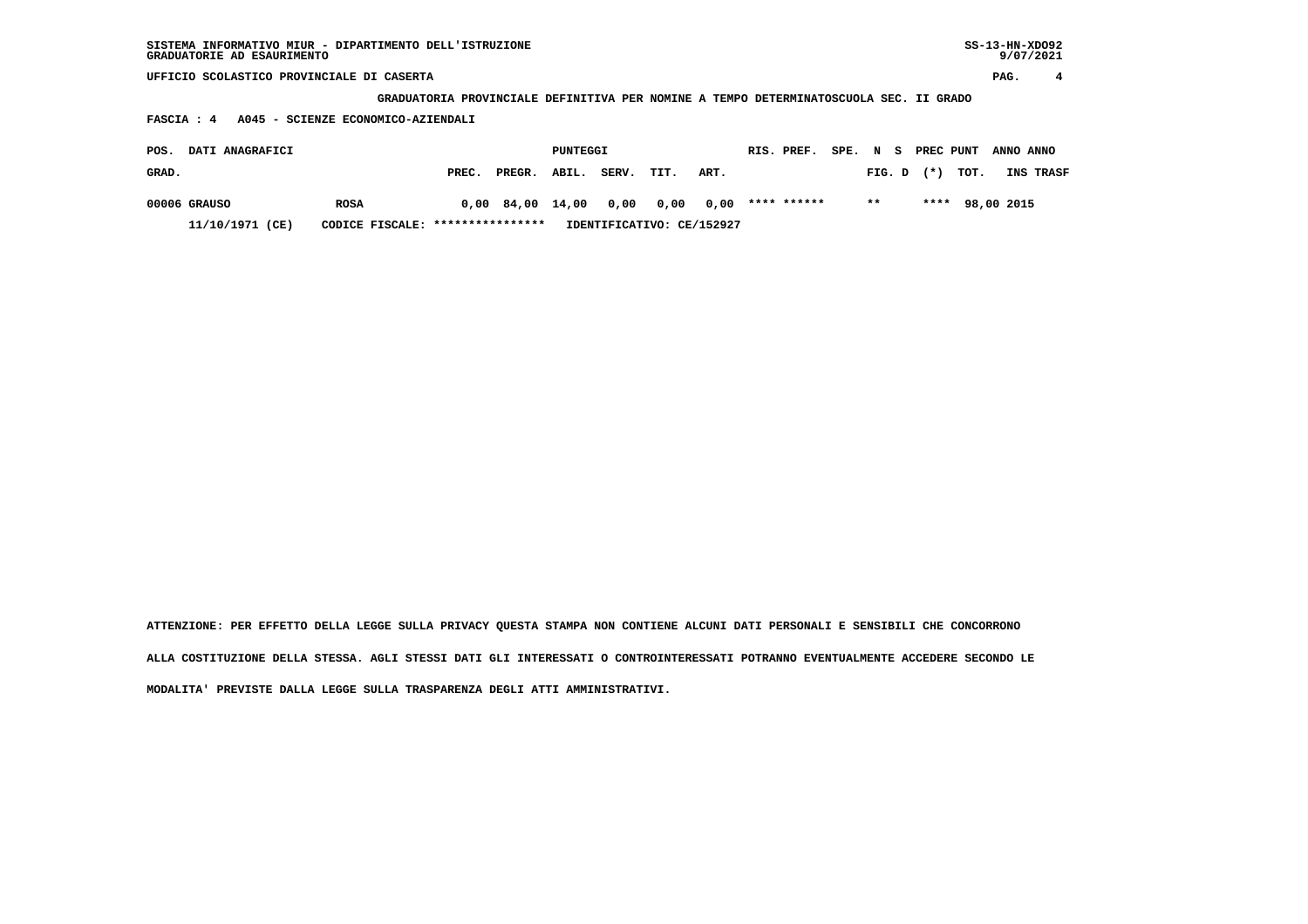SISTEMA INFORMATIVO MIUR - DIPARTIMENTO DELL'ISTRUZIONE
GRADUATORIE AD ESAURIMENTO

UFFICIO SCOLASTICO PROVINCIALE DI CASERTA

**GRADUATORIA PROVINCIALE DEFINITIVA PER NOMINE A TEMPO DETERMINATOSCUOLA SEC. II GRADO**

**FASCIA : 4 A045 - SCIENZE ECONOMICO-AZIENDALI**

| POS. GRAD. | DATI ANAGRAFICI | | PREC. | PREGR. | ABIL. | SERV. | TIT. | ART. | RIS. | PREF. | SPE. | N FIG. | S D | PREC (*) | PUNT TOT. | ANNO INS | ANNO TRASF |
|---|---|---|---|---|---|---|---|---|---|---|---|---|---|---|---|---|---|
| 00006 | GRAUSO | ROSA | 0,00 | 84,00 | 14,00 | 0,00 | 0,00 | 0,00 | **** | ****** | | ** | | **** | 98,00 | 2015 | |
| | 11/10/1971 (CE) | CODICE FISCALE: **************** | IDENTIFICATIVO: CE/152927 | | | | | | | | | | | | | | |

ATTENZIONE: PER EFFETTO DELLA LEGGE SULLA PRIVACY QUESTA STAMPA NON CONTIENE ALCUNI DATI PERSONALI E SENSIBILI CHE CONCORRONO ALLA COSTITUZIONE DELLA STESSA. AGLI STESSI DATI GLI INTERESSATI O CONTROINTERESSATI POTRANNO EVENTUALMENTE ACCEDERE SECONDO LE MODALITA' PREVISTE DALLA LEGGE SULLA TRASPARENZA DEGLI ATTI AMMINISTRATIVI.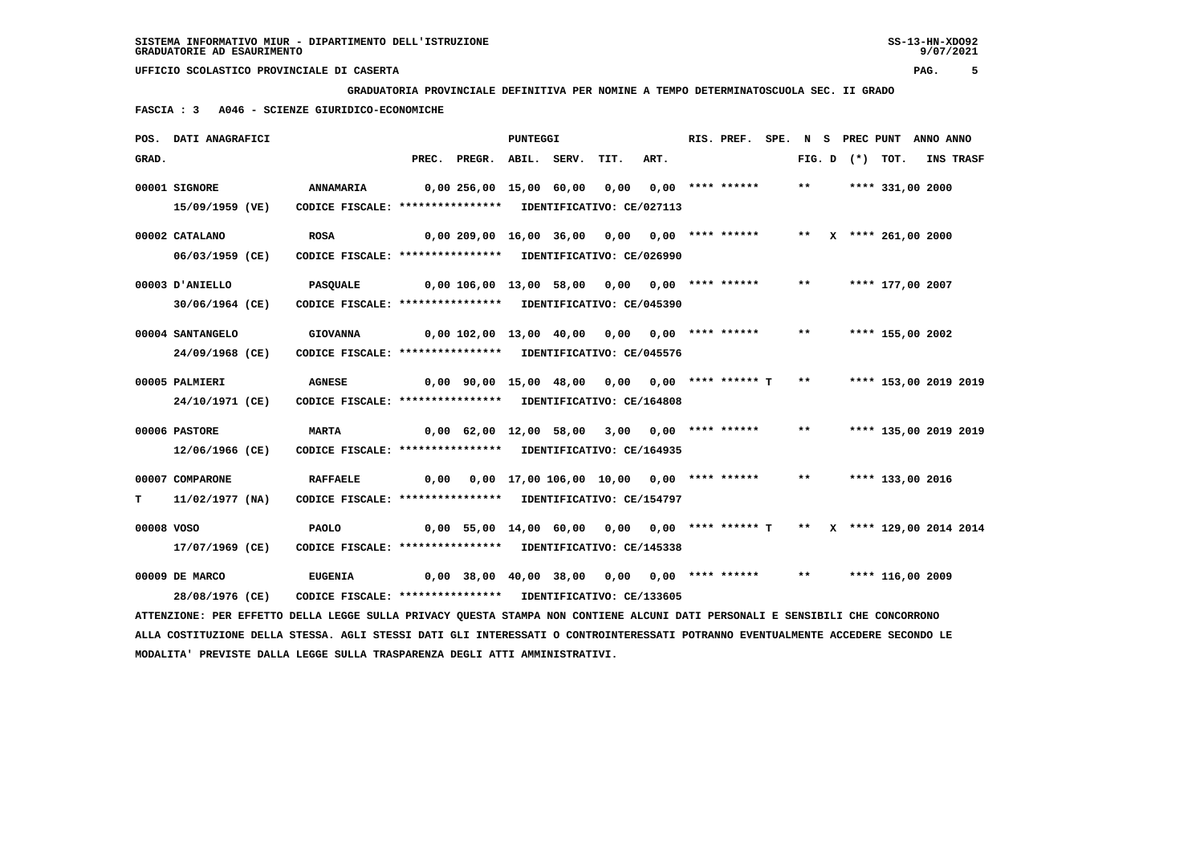SISTEMA INFORMATIVO MIUR - DIPARTIMENTO DELL'ISTRUZIONE
GRADUATORIE AD ESAURIMENTO

UFFICIO SCOLASTICO PROVINCIALE DI CASERTA

**GRADUATORIA PROVINCIALE DEFINITIVA PER NOMINE A TEMPO DETERMINATOSCUOLA SEC. II GRADO**

**FASCIA : 3 A046 - SCIENZE GIURIDICO-ECONOMICHE**

| POS. GRAD. | DATI ANAGRAFICI | | PREC. | PREGR. | ABIL. | SERV. | TIT. | ART. | RIS. PREF. | SPE. | N FIG. | S D | PREC (*) | PUNT TOT. | ANNO INS | ANNO TRASF |
|---|---|---|---|---|---|---|---|---|---|---|---|---|---|---|---|---|
| 00001 | SIGNORE 15/09/1959 (VE) | ANNAMARIA CODICE FISCALE: **************** IDENTIFICATIVO: CE/027113 | 0,00 | 256,00 | 15,00 | 60,00 | 0,00 | 0,00 | **** ****** | | ** | | **** | 331,00 | 2000 | |
| 00002 | CATALANO 06/03/1959 (CE) | ROSA CODICE FISCALE: **************** IDENTIFICATIVO: CE/026990 | 0,00 | 209,00 | 16,00 | 36,00 | 0,00 | 0,00 | **** ****** | | ** | X | **** | 261,00 | 2000 | |
| 00003 | D'ANIELLO 30/06/1964 (CE) | PASQUALE CODICE FISCALE: **************** IDENTIFICATIVO: CE/045390 | 0,00 | 106,00 | 13,00 | 58,00 | 0,00 | 0,00 | **** ****** | | ** | | **** | 177,00 | 2007 | |
| 00004 | SANTANGELO 24/09/1968 (CE) | GIOVANNA CODICE FISCALE: **************** IDENTIFICATIVO: CE/045576 | 0,00 | 102,00 | 13,00 | 40,00 | 0,00 | 0,00 | **** ****** | | ** | | **** | 155,00 | 2002 | |
| 00005 | PALMIERI 24/10/1971 (CE) | AGNESE CODICE FISCALE: **************** IDENTIFICATIVO: CE/164808 | 0,00 | 90,00 | 15,00 | 48,00 | 0,00 | 0,00 | **** ****** T | | ** | | **** | 153,00 | 2019 | 2019 |
| 00006 | PASTORE 12/06/1966 (CE) | MARTA CODICE FISCALE: **************** IDENTIFICATIVO: CE/164935 | 0,00 | 62,00 | 12,00 | 58,00 | 3,00 | 0,00 | **** ****** | | ** | | **** | 135,00 | 2019 | 2019 |
| 00007 T | COMPARONE 11/02/1977 (NA) | RAFFAELE CODICE FISCALE: **************** IDENTIFICATIVO: CE/154797 | 0,00 | 0,00 | 17,00 | 106,00 | 10,00 | 0,00 | **** ****** | | ** | | **** | 133,00 | 2016 | |
| 00008 | VOSO 17/07/1969 (CE) | PAOLO CODICE FISCALE: **************** IDENTIFICATIVO: CE/145338 | 0,00 | 55,00 | 14,00 | 60,00 | 0,00 | 0,00 | **** ****** T | | ** | X | **** | 129,00 | 2014 | 2014 |
| 00009 | DE MARCO 28/08/1976 (CE) | EUGENIA CODICE FISCALE: **************** IDENTIFICATIVO: CE/133605 | 0,00 | 38,00 | 40,00 | 38,00 | 0,00 | 0,00 | **** ****** | | ** | | **** | 116,00 | 2009 | |

ATTENZIONE: PER EFFETTO DELLA LEGGE SULLA PRIVACY QUESTA STAMPA NON CONTIENE ALCUNI DATI PERSONALI E SENSIBILI CHE CONCORRONO ALLA COSTITUZIONE DELLA STESSA. AGLI STESSI DATI GLI INTERESSATI O CONTROINTERESSATI POTRANNO EVENTUALMENTE ACCEDERE SECONDO LE MODALITA' PREVISTE DALLA LEGGE SULLA TRASPARENZA DEGLI ATTI AMMINISTRATIVI.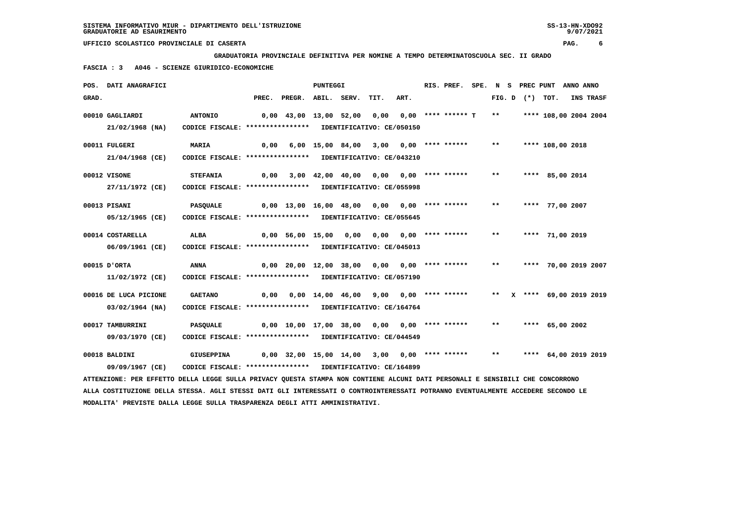SISTEMA INFORMATIVO MIUR - DIPARTIMENTO DELL'ISTRUZIONE
GRADUATORIE AD ESAURIMENTO

UFFICIO SCOLASTICO PROVINCIALE DI CASERTA

**GRADUATORIA PROVINCIALE DEFINITIVA PER NOMINE A TEMPO DETERMINATOSCUOLA SEC. II GRADO**

**FASCIA : 3 A046 - SCIENZE GIURIDICO-ECONOMICHE**

| POS. GRAD. | DATI ANAGRAFICI | | PREC. | PREGR. | ABIL. | SERV. | TIT. | ART. | RIS. PREF. | SPE. | N FIG. D | S (*) | PREC PUNT | TOT. | ANNO INS | ANNO TRASF |
|---|---|---|---|---|---|---|---|---|---|---|---|---|---|---|---|---|
| 00010 | GAGLIARDI 21/02/1968 (NA) | ANTONIO CODICE FISCALE: **************** IDENTIFICATIVO: CE/050150 | 0,00 | 43,00 | 13,00 | 52,00 | 0,00 | 0,00 | **** ****** T | | ** | | **** | 108,00 | 2004 | 2004 |
| 00011 | FULGERI 21/04/1968 (CE) | MARIA CODICE FISCALE: **************** IDENTIFICATIVO: CE/043210 | 0,00 | 6,00 | 15,00 | 84,00 | 3,00 | 0,00 | **** ****** | | ** | | **** | 108,00 | 2018 | |
| 00012 | VISONE 27/11/1972 (CE) | STEFANIA CODICE FISCALE: **************** IDENTIFICATIVO: CE/055998 | 0,00 | 3,00 | 42,00 | 40,00 | 0,00 | 0,00 | **** ****** | | ** | | **** | 85,00 | 2014 | |
| 00013 | PISANI 05/12/1965 (CE) | PASQUALE CODICE FISCALE: **************** IDENTIFICATIVO: CE/055645 | 0,00 | 13,00 | 16,00 | 48,00 | 0,00 | 0,00 | **** ****** | | ** | | **** | 77,00 | 2007 | |
| 00014 | COSTARELLA 06/09/1961 (CE) | ALBA CODICE FISCALE: **************** IDENTIFICATIVO: CE/045013 | 0,00 | 56,00 | 15,00 | 0,00 | 0,00 | 0,00 | **** ****** | | ** | | **** | 71,00 | 2019 | |
| 00015 | D'ORTA 11/02/1972 (CE) | ANNA CODICE FISCALE: **************** IDENTIFICATIVO: CE/057190 | 0,00 | 20,00 | 12,00 | 38,00 | 0,00 | 0,00 | **** ****** | | ** | | **** | 70,00 | 2019 | 2007 |
| 00016 | DE LUCA PICIONE 03/02/1964 (NA) | GAETANO CODICE FISCALE: **************** IDENTIFICATIVO: CE/164764 | 0,00 | 0,00 | 14,00 | 46,00 | 9,00 | 0,00 | **** ****** | | ** | X | **** | 69,00 | 2019 | 2019 |
| 00017 | TAMBURRINI 09/03/1970 (CE) | PASQUALE CODICE FISCALE: **************** IDENTIFICATIVO: CE/044549 | 0,00 | 10,00 | 17,00 | 38,00 | 0,00 | 0,00 | **** ****** | | ** | | **** | 65,00 | 2002 | |
| 00018 | BALDINI 09/09/1967 (CE) | GIUSEPPINA CODICE FISCALE: **************** IDENTIFICATIVO: CE/164899 | 0,00 | 32,00 | 15,00 | 14,00 | 3,00 | 0,00 | **** ****** | | ** | | **** | 64,00 | 2019 | 2019 |

ATTENZIONE: PER EFFETTO DELLA LEGGE SULLA PRIVACY QUESTA STAMPA NON CONTIENE ALCUNI DATI PERSONALI E SENSIBILI CHE CONCORRONO ALLA COSTITUZIONE DELLA STESSA. AGLI STESSI DATI GLI INTERESSATI O CONTROINTERESSATI POTRANNO EVENTUALMENTE ACCEDERE SECONDO LE MODALITA' PREVISTE DALLA LEGGE SULLA TRASPARENZA DEGLI ATTI AMMINISTRATIVI.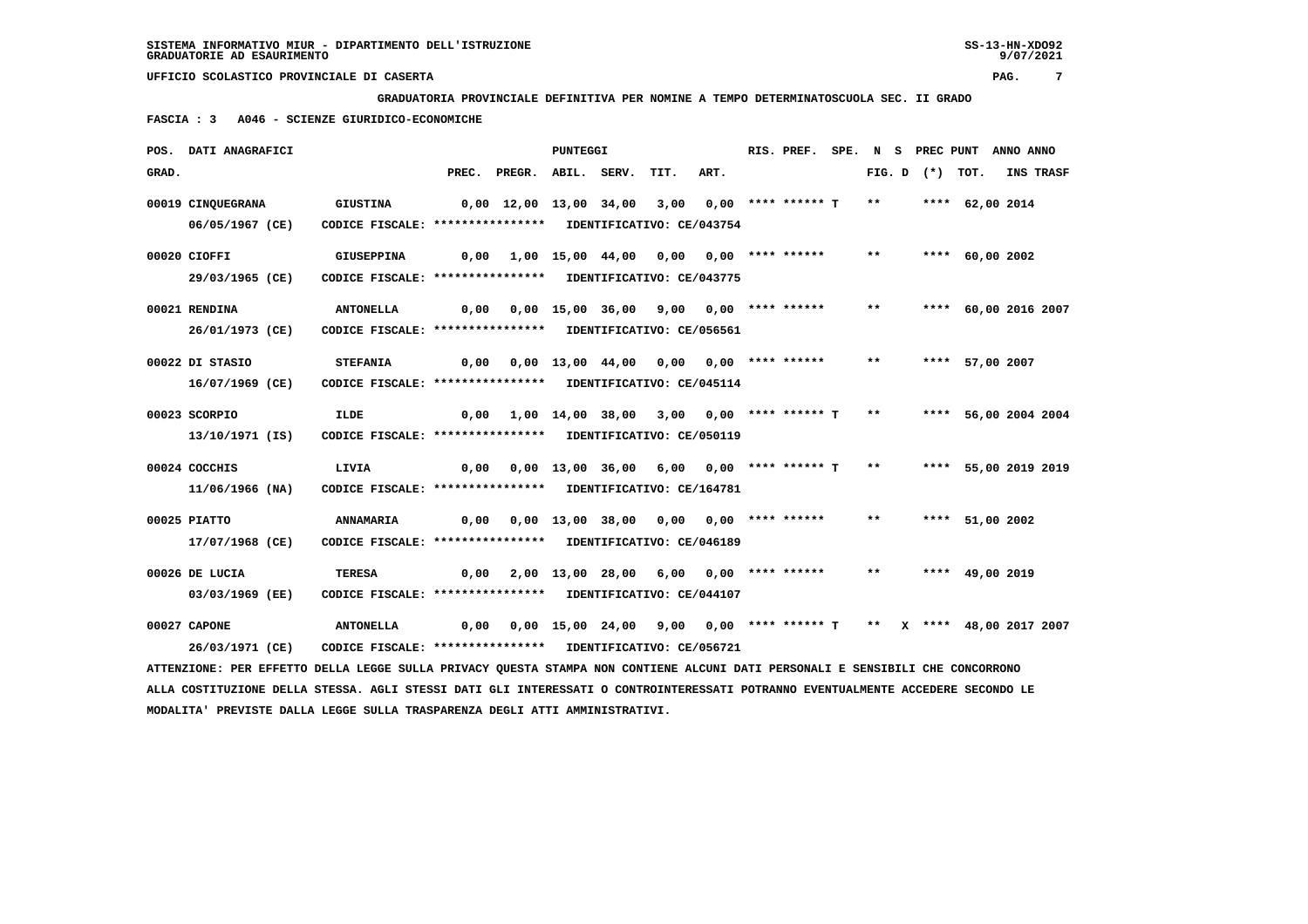SISTEMA INFORMATIVO MIUR - DIPARTIMENTO DELL'ISTRUZIONE
GRADUATORIE AD ESAURIMENTO

UFFICIO SCOLASTICO PROVINCIALE DI CASERTA

**GRADUATORIA PROVINCIALE DEFINITIVA PER NOMINE A TEMPO DETERMINATOSCUOLA SEC. II GRADO**

**FASCIA : 3 A046 - SCIENZE GIURIDICO-ECONOMICHE**

| POS. GRAD. | DATI ANAGRAFICI | | PREC. | PREGR. | ABIL. | SERV. | TIT. | ART. | RIS. PREF. | SPE. | N | S | FIG. D | (*) | PREC PUNT TOT. | ANNO INS | ANNO TRASF |
|---|---|---|---|---|---|---|---|---|---|---|---|---|---|---|---|---|---|
| 00019 | CINQUEGRANA 06/05/1967 (CE) | GIUSTINA CODICE FISCALE: **************** IDENTIFICATIVO: CE/043754 | 0,00 | 12,00 | 13,00 | 34,00 | 3,00 | 0,00 | **** ****** T | | | | ** | | **** 62,00 | 2014 | |
| 00020 | CIOFFI 29/03/1965 (CE) | GIUSEPPINA CODICE FISCALE: **************** IDENTIFICATIVO: CE/043775 | 0,00 | 1,00 | 15,00 | 44,00 | 0,00 | 0,00 | **** ****** | | | | ** | | **** 60,00 | 2002 | |
| 00021 | RENDINA 26/01/1973 (CE) | ANTONELLA CODICE FISCALE: **************** IDENTIFICATIVO: CE/056561 | 0,00 | 0,00 | 15,00 | 36,00 | 9,00 | 0,00 | **** ****** | | | | ** | | **** 60,00 | 2016 | 2007 |
| 00022 | DI STASIO 16/07/1969 (CE) | STEFANIA CODICE FISCALE: **************** IDENTIFICATIVO: CE/045114 | 0,00 | 0,00 | 13,00 | 44,00 | 0,00 | 0,00 | **** ****** | | | | ** | | **** 57,00 | 2007 | |
| 00023 | SCORPIO 13/10/1971 (IS) | ILDE CODICE FISCALE: **************** IDENTIFICATIVO: CE/050119 | 0,00 | 1,00 | 14,00 | 38,00 | 3,00 | 0,00 | **** ****** T | | | | ** | | **** 56,00 | 2004 | 2004 |
| 00024 | COCCHIS 11/06/1966 (NA) | LIVIA CODICE FISCALE: **************** IDENTIFICATIVO: CE/164781 | 0,00 | 0,00 | 13,00 | 36,00 | 6,00 | 0,00 | **** ****** T | | | | ** | | **** 55,00 | 2019 | 2019 |
| 00025 | PIATTO 17/07/1968 (CE) | ANNAMARIA CODICE FISCALE: **************** IDENTIFICATIVO: CE/046189 | 0,00 | 0,00 | 13,00 | 38,00 | 0,00 | 0,00 | **** ****** | | | | ** | | **** 51,00 | 2002 | |
| 00026 | DE LUCIA 03/03/1969 (EE) | TERESA CODICE FISCALE: **************** IDENTIFICATIVO: CE/044107 | 0,00 | 2,00 | 13,00 | 28,00 | 6,00 | 0,00 | **** ****** | | | | ** | | **** 49,00 | 2019 | |
| 00027 | CAPONE 26/03/1971 (CE) | ANTONELLA CODICE FISCALE: **************** IDENTIFICATIVO: CE/056721 | 0,00 | 0,00 | 15,00 | 24,00 | 9,00 | 0,00 | **** ****** T | | | | ** | X | **** 48,00 | 2017 | 2007 |

ATTENZIONE: PER EFFETTO DELLA LEGGE SULLA PRIVACY QUESTA STAMPA NON CONTIENE ALCUNI DATI PERSONALI E SENSIBILI CHE CONCORRONO ALLA COSTITUZIONE DELLA STESSA. AGLI STESSI DATI GLI INTERESSATI O CONTROINTERESSATI POTRANNO EVENTUALMENTE ACCEDERE SECONDO LE MODALITA' PREVISTE DALLA LEGGE SULLA TRASPARENZA DEGLI ATTI AMMINISTRATIVI.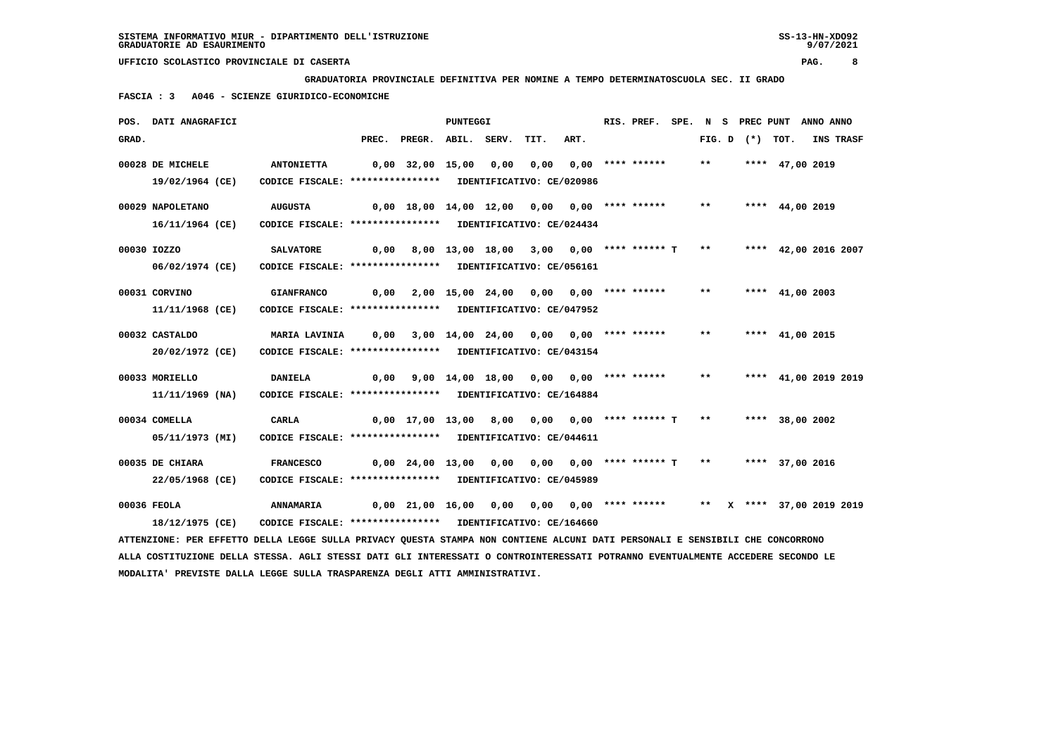SISTEMA INFORMATIVO MIUR - DIPARTIMENTO DELL'ISTRUZIONE
GRADUATORIE AD ESAURIMENTO

UFFICIO SCOLASTICO PROVINCIALE DI CASERTA

**GRADUATORIA PROVINCIALE DEFINITIVA PER NOMINE A TEMPO DETERMINATOSCUOLA SEC. II GRADO**

**FASCIA : 3 A046 - SCIENZE GIURIDICO-ECONOMICHE**

| POS. GRAD. | DATI ANAGRAFICI | | PREC. | PREGR. | ABIL. | SERV. | TIT. | ART. | RIS. PREF. | SPE. | N FIG. D | S (*) | PREC PUNT | TOT. | ANNO INS | ANNO TRASF |
|---|---|---|---|---|---|---|---|---|---|---|---|---|---|---|---|---|
| 00028 | DE MICHELE 19/02/1964 (CE) | ANTONIETTA CODICE FISCALE: **************** IDENTIFICATIVO: CE/020986 | 0,00 | 32,00 | 15,00 | 0,00 | 0,00 | 0,00 | **** ****** | | ** | | **** | 47,00 | 2019 | |
| 00029 | NAPOLETANO 16/11/1964 (CE) | AUGUSTA CODICE FISCALE: **************** IDENTIFICATIVO: CE/024434 | 0,00 | 18,00 | 14,00 | 12,00 | 0,00 | 0,00 | **** ****** | | ** | | **** | 44,00 | 2019 | |
| 00030 | IOZZO 06/02/1974 (CE) | SALVATORE CODICE FISCALE: **************** IDENTIFICATIVO: CE/056161 | 0,00 | 8,00 | 13,00 | 18,00 | 3,00 | 0,00 | **** ****** | T | ** | | **** | 42,00 | 2016 | 2007 |
| 00031 | CORVINO 11/11/1968 (CE) | GIANFRANCO CODICE FISCALE: **************** IDENTIFICATIVO: CE/047952 | 0,00 | 2,00 | 15,00 | 24,00 | 0,00 | 0,00 | **** ****** | | ** | | **** | 41,00 | 2003 | |
| 00032 | CASTALDO 20/02/1972 (CE) | MARIA LAVINIA CODICE FISCALE: **************** IDENTIFICATIVO: CE/043154 | 0,00 | 3,00 | 14,00 | 24,00 | 0,00 | 0,00 | **** ****** | | ** | | **** | 41,00 | 2015 | |
| 00033 | MORIELLO 11/11/1969 (NA) | DANIELA CODICE FISCALE: **************** IDENTIFICATIVO: CE/164884 | 0,00 | 9,00 | 14,00 | 18,00 | 0,00 | 0,00 | **** ****** | | ** | | **** | 41,00 | 2019 | 2019 |
| 00034 | COMELLA 05/11/1973 (MI) | CARLA CODICE FISCALE: **************** IDENTIFICATIVO: CE/044611 | 0,00 | 17,00 | 13,00 | 8,00 | 0,00 | 0,00 | **** ****** | T | ** | | **** | 38,00 | 2002 | |
| 00035 | DE CHIARA 22/05/1968 (CE) | FRANCESCO CODICE FISCALE: **************** IDENTIFICATIVO: CE/045989 | 0,00 | 24,00 | 13,00 | 0,00 | 0,00 | 0,00 | **** ****** | T | ** | | **** | 37,00 | 2016 | |
| 00036 | FEOLA 18/12/1975 (CE) | ANNAMARIA CODICE FISCALE: **************** IDENTIFICATIVO: CE/164660 | 0,00 | 21,00 | 16,00 | 0,00 | 0,00 | 0,00 | **** ****** | | ** | X | **** | 37,00 | 2019 | 2019 |

ATTENZIONE: PER EFFETTO DELLA LEGGE SULLA PRIVACY QUESTA STAMPA NON CONTIENE ALCUNI DATI PERSONALI E SENSIBILI CHE CONCORRONO ALLA COSTITUZIONE DELLA STESSA. AGLI STESSI DATI GLI INTERESSATI O CONTROINTERESSATI POTRANNO EVENTUALMENTE ACCEDERE SECONDO LE MODALITA' PREVISTE DALLA LEGGE SULLA TRASPARENZA DEGLI ATTI AMMINISTRATIVI.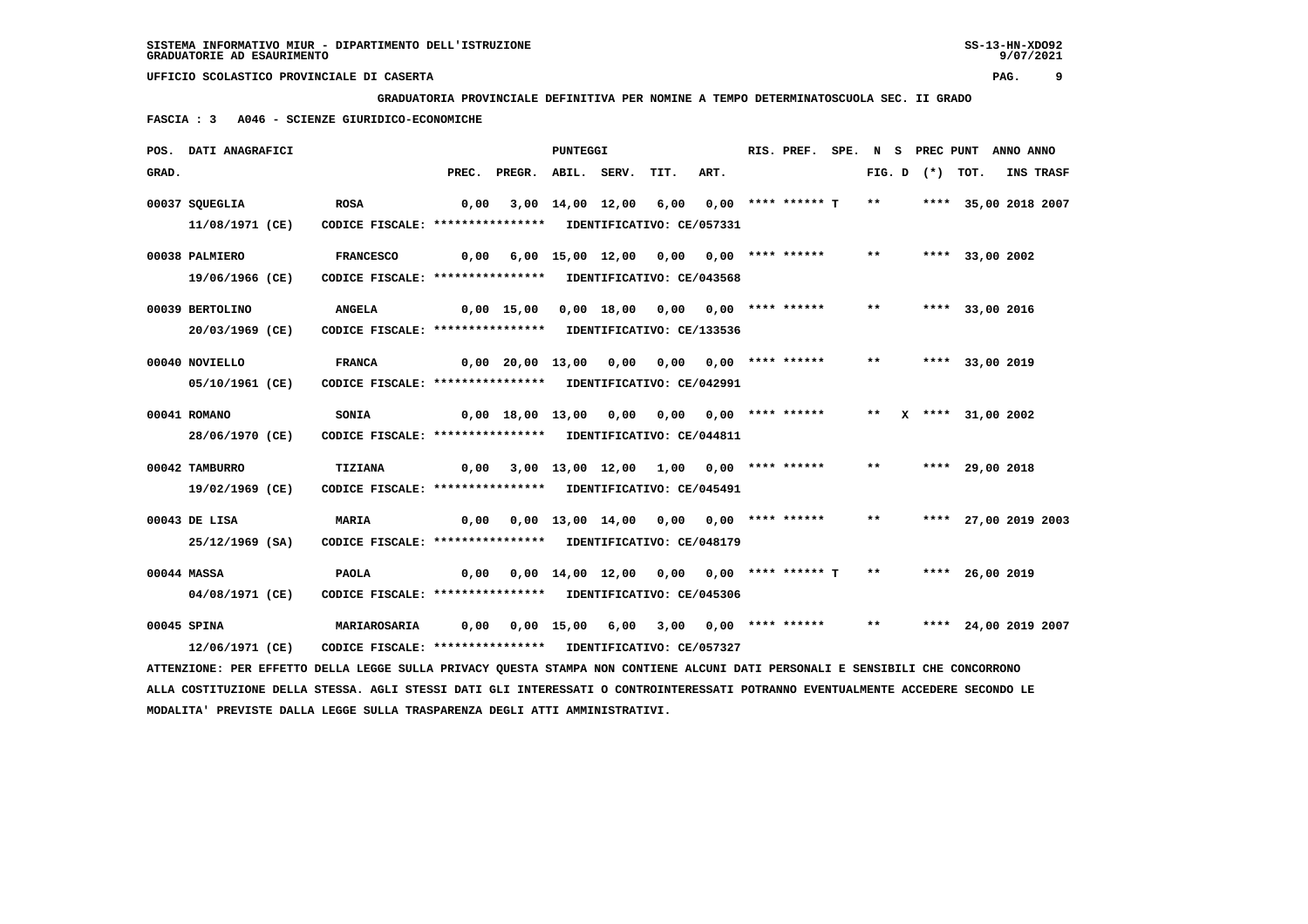SISTEMA INFORMATIVO MIUR - DIPARTIMENTO DELL'ISTRUZIONE
GRADUATORIE AD ESAURIMENTO

UFFICIO SCOLASTICO PROVINCIALE DI CASERTA

**GRADUATORIA PROVINCIALE DEFINITIVA PER NOMINE A TEMPO DETERMINATOSCUOLA SEC. II GRADO**

**FASCIA : 3 A046 - SCIENZE GIURIDICO-ECONOMICHE**

| POS. GRAD. | DATI ANAGRAFICI | | PREC. | PREGR. | ABIL. | SERV. | TIT. | ART. | RIS. PREF. | SPE. | N FIG. | S D | PREC PUNT (*) | TOT. | ANNO INS | ANNO TRASF |
|---|---|---|---|---|---|---|---|---|---|---|---|---|---|---|---|---|
| 00037 | SQUEGLIA 11/08/1971 (CE) | ROSA CODICE FISCALE: **************** IDENTIFICATIVO: CE/057331 | 0,00 | 3,00 | 14,00 | 12,00 | 6,00 | 0,00 | **** ****** T | | ** | | **** | 35,00 | 2018 | 2007 |
| 00038 | PALMIERO 19/06/1966 (CE) | FRANCESCO CODICE FISCALE: **************** IDENTIFICATIVO: CE/043568 | 0,00 | 6,00 | 15,00 | 12,00 | 0,00 | 0,00 | **** ****** | | ** | | **** | 33,00 | 2002 | |
| 00039 | BERTOLINO 20/03/1969 (CE) | ANGELA CODICE FISCALE: **************** IDENTIFICATIVO: CE/133536 | 0,00 | 15,00 | 0,00 | 18,00 | 0,00 | 0,00 | **** ****** | | ** | | **** | 33,00 | 2016 | |
| 00040 | NOVIELLO 05/10/1961 (CE) | FRANCA CODICE FISCALE: **************** IDENTIFICATIVO: CE/042991 | 0,00 | 20,00 | 13,00 | 0,00 | 0,00 | 0,00 | **** ****** | | ** | | **** | 33,00 | 2019 | |
| 00041 | ROMANO 28/06/1970 (CE) | SONIA CODICE FISCALE: **************** IDENTIFICATIVO: CE/044811 | 0,00 | 18,00 | 13,00 | 0,00 | 0,00 | 0,00 | **** ****** | | ** | X | **** | 31,00 | 2002 | |
| 00042 | TAMBURRO 19/02/1969 (CE) | TIZIANA CODICE FISCALE: **************** IDENTIFICATIVO: CE/045491 | 0,00 | 3,00 | 13,00 | 12,00 | 1,00 | 0,00 | **** ****** | | ** | | **** | 29,00 | 2018 | |
| 00043 | DE LISA 25/12/1969 (SA) | MARIA CODICE FISCALE: **************** IDENTIFICATIVO: CE/048179 | 0,00 | 0,00 | 13,00 | 14,00 | 0,00 | 0,00 | **** ****** | | ** | | **** | 27,00 | 2019 | 2003 |
| 00044 | MASSA 04/08/1971 (CE) | PAOLA CODICE FISCALE: **************** IDENTIFICATIVO: CE/045306 | 0,00 | 0,00 | 14,00 | 12,00 | 0,00 | 0,00 | **** ****** T | | ** | | **** | 26,00 | 2019 | |
| 00045 | SPINA 12/06/1971 (CE) | MARIAROSARIA CODICE FISCALE: **************** IDENTIFICATIVO: CE/057327 | 0,00 | 0,00 | 15,00 | 6,00 | 3,00 | 0,00 | **** ****** | | ** | | **** | 24,00 | 2019 | 2007 |

ATTENZIONE: PER EFFETTO DELLA LEGGE SULLA PRIVACY QUESTA STAMPA NON CONTIENE ALCUNI DATI PERSONALI E SENSIBILI CHE CONCORRONO ALLA COSTITUZIONE DELLA STESSA. AGLI STESSI DATI GLI INTERESSATI O CONTROINTERESSATI POTRANNO EVENTUALMENTE ACCEDERE SECONDO LE MODALITA' PREVISTE DALLA LEGGE SULLA TRASPARENZA DEGLI ATTI AMMINISTRATIVI.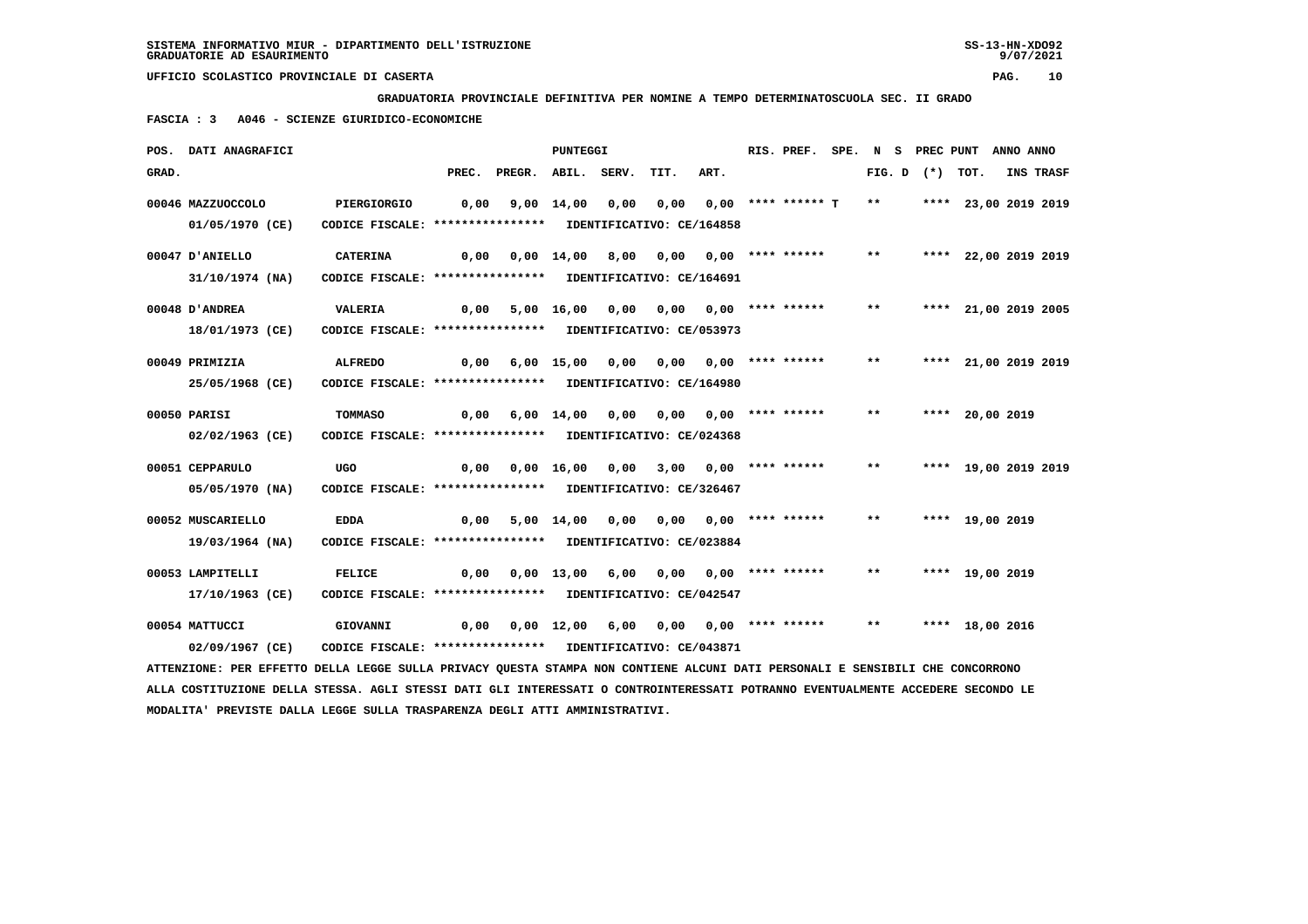SISTEMA INFORMATIVO MIUR - DIPARTIMENTO DELL'ISTRUZIONE
GRADUATORIE AD ESAURIMENTO

UFFICIO SCOLASTICO PROVINCIALE DI CASERTA

**GRADUATORIA PROVINCIALE DEFINITIVA PER NOMINE A TEMPO DETERMINATOSCUOLA SEC. II GRADO**

**FASCIA : 3 A046 - SCIENZE GIURIDICO-ECONOMICHE**

| POS. GRAD. | DATI ANAGRAFICI | | PREC. | PREGR. | ABIL. | SERV. | TIT. | ART. | RIS. PREF. | SPE. | N S FIG. D | PREC PUNT (*) | TOT. | ANNO INS | ANNO TRASF |
|---|---|---|---|---|---|---|---|---|---|---|---|---|---|---|---|
| 00046 | MAZZUOCCOLO 01/05/1970 (CE) | PIERGIORGIO CODICE FISCALE: **************** IDENTIFICATIVO: CE/164858 | 0,00 | 9,00 | 14,00 | 0,00 | 0,00 | 0,00 | **** ****** | T | ** | **** | 23,00 | 2019 | 2019 |
| 00047 | D'ANIELLO 31/10/1974 (NA) | CATERINA CODICE FISCALE: **************** IDENTIFICATIVO: CE/164691 | 0,00 | 0,00 | 14,00 | 8,00 | 0,00 | 0,00 | **** ****** | | ** | **** | 22,00 | 2019 | 2019 |
| 00048 | D'ANDREA 18/01/1973 (CE) | VALERIA CODICE FISCALE: **************** IDENTIFICATIVO: CE/053973 | 0,00 | 5,00 | 16,00 | 0,00 | 0,00 | 0,00 | **** ****** | | ** | **** | 21,00 | 2019 | 2005 |
| 00049 | PRIMIZIA 25/05/1968 (CE) | ALFREDO CODICE FISCALE: **************** IDENTIFICATIVO: CE/164980 | 0,00 | 6,00 | 15,00 | 0,00 | 0,00 | 0,00 | **** ****** | | ** | **** | 21,00 | 2019 | 2019 |
| 00050 | PARISI 02/02/1963 (CE) | TOMMASO CODICE FISCALE: **************** IDENTIFICATIVO: CE/024368 | 0,00 | 6,00 | 14,00 | 0,00 | 0,00 | 0,00 | **** ****** | | ** | **** | 20,00 | 2019 | |
| 00051 | CEPPARULO 05/05/1970 (NA) | UGO CODICE FISCALE: **************** IDENTIFICATIVO: CE/326467 | 0,00 | 0,00 | 16,00 | 0,00 | 3,00 | 0,00 | **** ****** | | ** | **** | 19,00 | 2019 | 2019 |
| 00052 | MUSCARIELLO 19/03/1964 (NA) | EDDA CODICE FISCALE: **************** IDENTIFICATIVO: CE/023884 | 0,00 | 5,00 | 14,00 | 0,00 | 0,00 | 0,00 | **** ****** | | ** | **** | 19,00 | 2019 | |
| 00053 | LAMPITELLI 17/10/1963 (CE) | FELICE CODICE FISCALE: **************** IDENTIFICATIVO: CE/042547 | 0,00 | 0,00 | 13,00 | 6,00 | 0,00 | 0,00 | **** ****** | | ** | **** | 19,00 | 2019 | |
| 00054 | MATTUCCI 02/09/1967 (CE) | GIOVANNI CODICE FISCALE: **************** IDENTIFICATIVO: CE/043871 | 0,00 | 0,00 | 12,00 | 6,00 | 0,00 | 0,00 | **** ****** | | ** | **** | 18,00 | 2016 | |

ATTENZIONE: PER EFFETTO DELLA LEGGE SULLA PRIVACY QUESTA STAMPA NON CONTIENE ALCUNI DATI PERSONALI E SENSIBILI CHE CONCORRONO ALLA COSTITUZIONE DELLA STESSA. AGLI STESSI DATI GLI INTERESSATI O CONTROINTERESSATI POTRANNO EVENTUALMENTE ACCEDERE SECONDO LE MODALITA' PREVISTE DALLA LEGGE SULLA TRASPARENZA DEGLI ATTI AMMINISTRATIVI.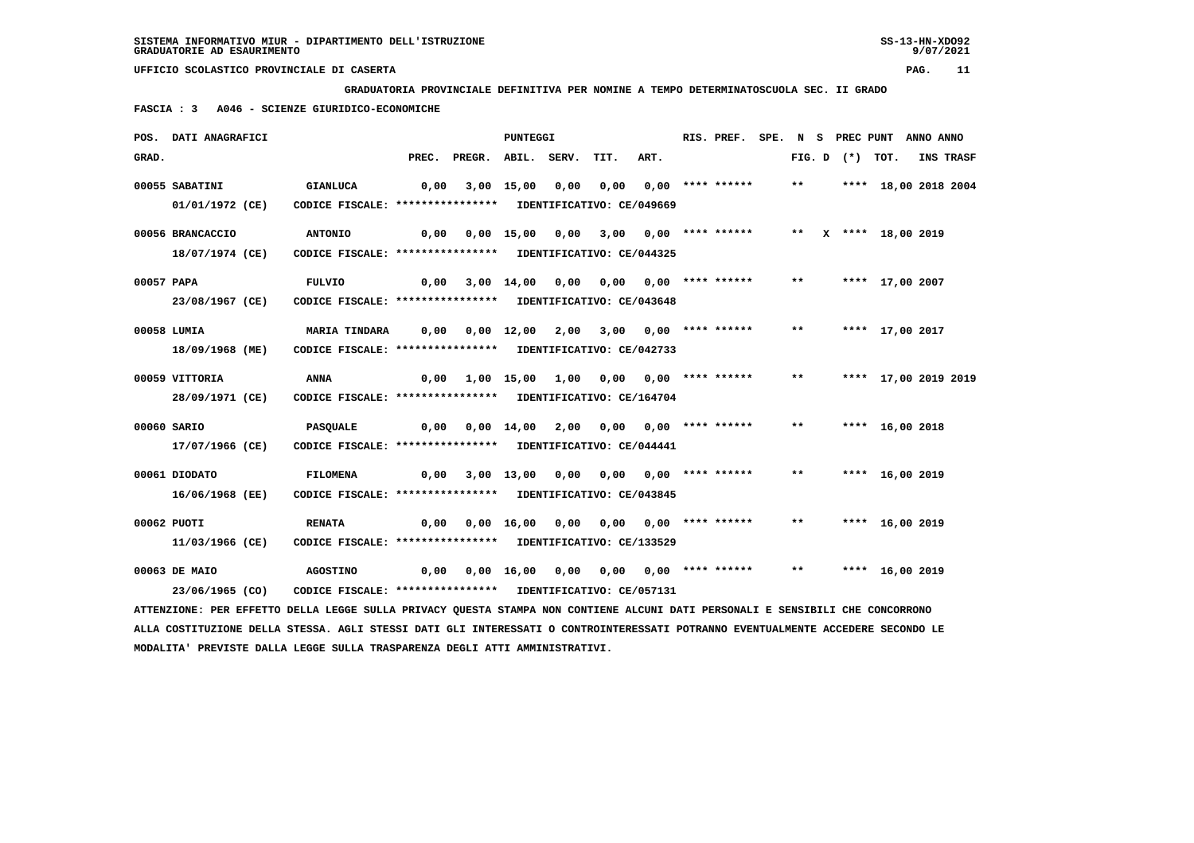SISTEMA INFORMATIVO MIUR - DIPARTIMENTO DELL'ISTRUZIONE
GRADUATORIE AD ESAURIMENTO

UFFICIO SCOLASTICO PROVINCIALE DI CASERTA

**GRADUATORIA PROVINCIALE DEFINITIVA PER NOMINE A TEMPO DETERMINATOSCUOLA SEC. II GRADO**

**FASCIA : 3 A046 - SCIENZE GIURIDICO-ECONOMICHE**

| POS. GRAD. | DATI ANAGRAFICI | | PREC. | PREGR. | ABIL. | SERV. | TIT. | ART. | RIS. PREF. | SPE. | FIG. D | N S (*) | PREC PUNT TOT. | ANNO INS | ANNO TRASF |
|---|---|---|---|---|---|---|---|---|---|---|---|---|---|---|---|
| 00055 | SABATINI 01/01/1972 (CE) | GIANLUCA CODICE FISCALE: **************** IDENTIFICATIVO: CE/049669 | 0,00 | 3,00 | 15,00 | 0,00 | 0,00 | 0,00 | **** ****** | | ** | | **** 18,00 | 2018 | 2004 |
| 00056 | BRANCACCIO 18/07/1974 (CE) | ANTONIO CODICE FISCALE: **************** IDENTIFICATIVO: CE/044325 | 0,00 | 0,00 | 15,00 | 0,00 | 3,00 | 0,00 | **** ****** | | ** | X | **** 18,00 | 2019 | |
| 00057 | PAPA 23/08/1967 (CE) | FULVIO CODICE FISCALE: **************** IDENTIFICATIVO: CE/043648 | 0,00 | 3,00 | 14,00 | 0,00 | 0,00 | 0,00 | **** ****** | | ** | | **** 17,00 | 2007 | |
| 00058 | LUMIA 18/09/1968 (ME) | MARIA TINDARA CODICE FISCALE: **************** IDENTIFICATIVO: CE/042733 | 0,00 | 0,00 | 12,00 | 2,00 | 3,00 | 0,00 | **** ****** | | ** | | **** 17,00 | 2017 | |
| 00059 | VITTORIA 28/09/1971 (CE) | ANNA CODICE FISCALE: **************** IDENTIFICATIVO: CE/164704 | 0,00 | 1,00 | 15,00 | 1,00 | 0,00 | 0,00 | **** ****** | | ** | | **** 17,00 | 2019 | 2019 |
| 00060 | SARIO 17/07/1966 (CE) | PASQUALE CODICE FISCALE: **************** IDENTIFICATIVO: CE/044441 | 0,00 | 0,00 | 14,00 | 2,00 | 0,00 | 0,00 | **** ****** | | ** | | **** 16,00 | 2018 | |
| 00061 | DIODATO 16/06/1968 (EE) | FILOMENA CODICE FISCALE: **************** IDENTIFICATIVO: CE/043845 | 0,00 | 3,00 | 13,00 | 0,00 | 0,00 | 0,00 | **** ****** | | ** | | **** 16,00 | 2019 | |
| 00062 | PUOTI 11/03/1966 (CE) | RENATA CODICE FISCALE: **************** IDENTIFICATIVO: CE/133529 | 0,00 | 0,00 | 16,00 | 0,00 | 0,00 | 0,00 | **** ****** | | ** | | **** 16,00 | 2019 | |
| 00063 | DE MAIO 23/06/1965 (CO) | AGOSTINO CODICE FISCALE: **************** IDENTIFICATIVO: CE/057131 | 0,00 | 0,00 | 16,00 | 0,00 | 0,00 | 0,00 | **** ****** | | ** | | **** 16,00 | 2019 | |

ATTENZIONE: PER EFFETTO DELLA LEGGE SULLA PRIVACY QUESTA STAMPA NON CONTIENE ALCUNI DATI PERSONALI E SENSIBILI CHE CONCORRONO ALLA COSTITUZIONE DELLA STESSA. AGLI STESSI DATI GLI INTERESSATI O CONTROINTERESSATI POTRANNO EVENTUALMENTE ACCEDERE SECONDO LE MODALITA' PREVISTE DALLA LEGGE SULLA TRASPARENZA DEGLI ATTI AMMINISTRATIVI.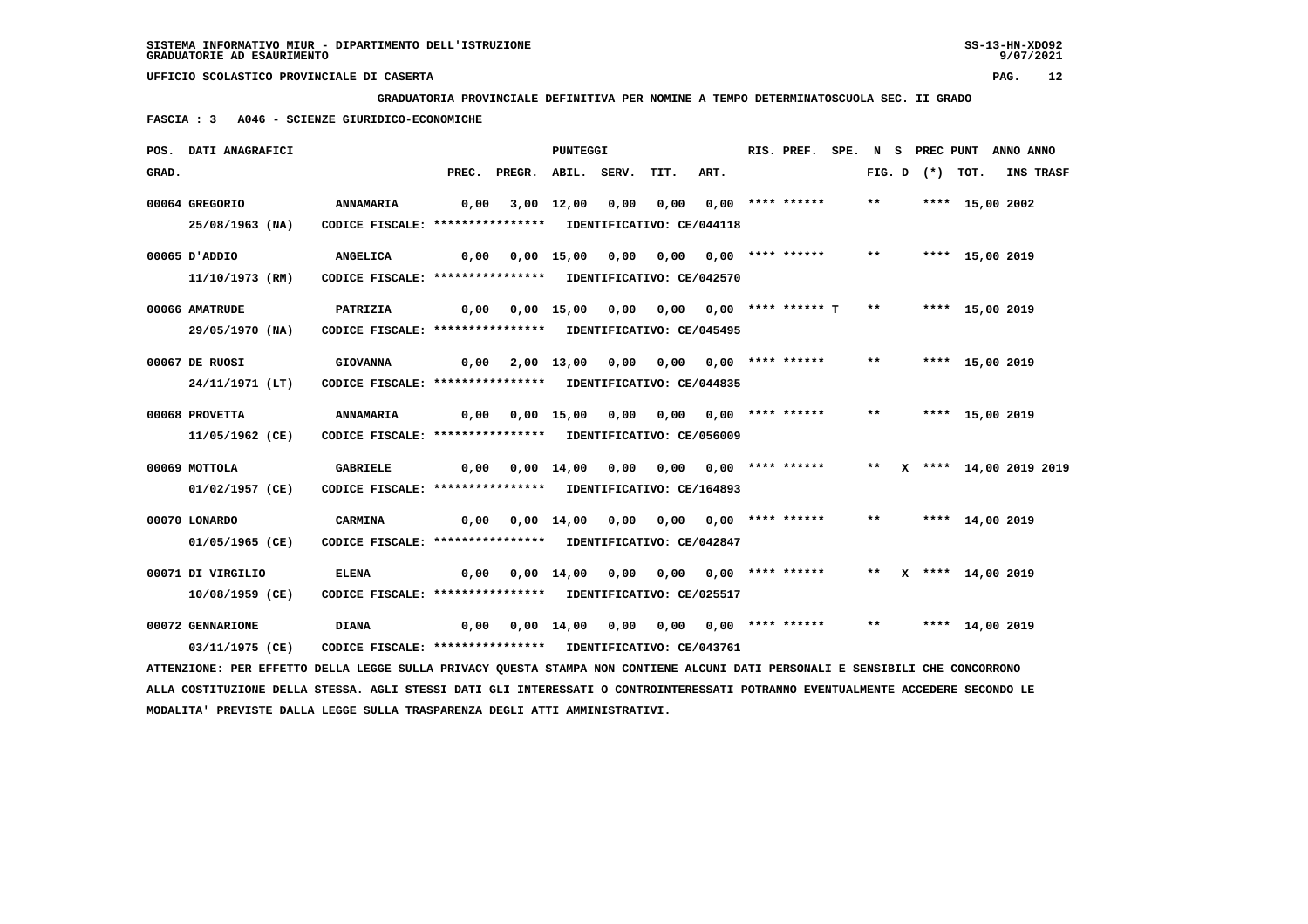SISTEMA INFORMATIVO MIUR - DIPARTIMENTO DELL'ISTRUZIONE
GRADUATORIE AD ESAURIMENTO

UFFICIO SCOLASTICO PROVINCIALE DI CASERTA

**GRADUATORIA PROVINCIALE DEFINITIVA PER NOMINE A TEMPO DETERMINATOSCUOLA SEC. II GRADO**

**FASCIA : 3 A046 - SCIENZE GIURIDICO-ECONOMICHE**

| POS. GRAD. | DATI ANAGRAFICI | | PREC. | PREGR. | ABIL. | SERV. | TIT. | ART. | RIS. PREF. | SPE. | FIG. D | N S (*) | PREC PUNT | TOT. | ANNO INS | ANNO TRASF |
|---|---|---|---|---|---|---|---|---|---|---|---|---|---|---|---|---|
| 00064 | GREGORIO 25/08/1963 (NA) | ANNAMARIA CODICE FISCALE: **************** IDENTIFICATIVO: CE/044118 | 0,00 | 3,00 | 12,00 | 0,00 | 0,00 | 0,00 | **** ****** | | ** | | **** | 15,00 | 2002 | |
| 00065 | D'ADDIO 11/10/1973 (RM) | ANGELICA CODICE FISCALE: **************** IDENTIFICATIVO: CE/042570 | 0,00 | 0,00 | 15,00 | 0,00 | 0,00 | 0,00 | **** ****** | | ** | | **** | 15,00 | 2019 | |
| 00066 | AMATRUDE 29/05/1970 (NA) | PATRIZIA CODICE FISCALE: **************** IDENTIFICATIVO: CE/045495 | 0,00 | 0,00 | 15,00 | 0,00 | 0,00 | 0,00 | **** ****** T | | ** | | **** | 15,00 | 2019 | |
| 00067 | DE RUOSI 24/11/1971 (LT) | GIOVANNA CODICE FISCALE: **************** IDENTIFICATIVO: CE/044835 | 0,00 | 2,00 | 13,00 | 0,00 | 0,00 | 0,00 | **** ****** | | ** | | **** | 15,00 | 2019 | |
| 00068 | PROVETTA 11/05/1962 (CE) | ANNAMARIA CODICE FISCALE: **************** IDENTIFICATIVO: CE/056009 | 0,00 | 0,00 | 15,00 | 0,00 | 0,00 | 0,00 | **** ****** | | ** | | **** | 15,00 | 2019 | |
| 00069 | MOTTOLA 01/02/1957 (CE) | GABRIELE CODICE FISCALE: **************** IDENTIFICATIVO: CE/164893 | 0,00 | 0,00 | 14,00 | 0,00 | 0,00 | 0,00 | **** ****** | | ** | X | **** | 14,00 | 2019 | 2019 |
| 00070 | LONARDO 01/05/1965 (CE) | CARMINA CODICE FISCALE: **************** IDENTIFICATIVO: CE/042847 | 0,00 | 0,00 | 14,00 | 0,00 | 0,00 | 0,00 | **** ****** | | ** | | **** | 14,00 | 2019 | |
| 00071 | DI VIRGILIO 10/08/1959 (CE) | ELENA CODICE FISCALE: **************** IDENTIFICATIVO: CE/025517 | 0,00 | 0,00 | 14,00 | 0,00 | 0,00 | 0,00 | **** ****** | | ** | X | **** | 14,00 | 2019 | |
| 00072 | GENNARIONE 03/11/1975 (CE) | DIANA CODICE FISCALE: **************** IDENTIFICATIVO: CE/043761 | 0,00 | 0,00 | 14,00 | 0,00 | 0,00 | 0,00 | **** ****** | | ** | | **** | 14,00 | 2019 | |

ATTENZIONE: PER EFFETTO DELLA LEGGE SULLA PRIVACY QUESTA STAMPA NON CONTIENE ALCUNI DATI PERSONALI E SENSIBILI CHE CONCORRONO ALLA COSTITUZIONE DELLA STESSA. AGLI STESSI DATI GLI INTERESSATI O CONTROINTERESSATI POTRANNO EVENTUALMENTE ACCEDERE SECONDO LE MODALITA' PREVISTE DALLA LEGGE SULLA TRASPARENZA DEGLI ATTI AMMINISTRATIVI.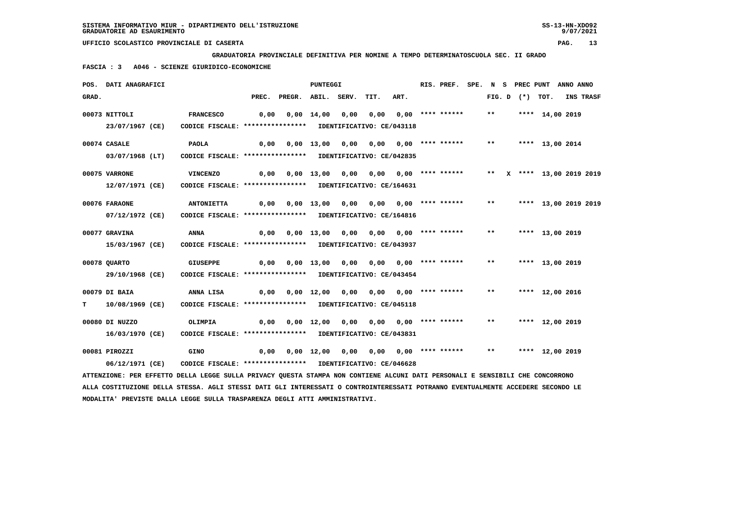SISTEMA INFORMATIVO MIUR - DIPARTIMENTO DELL'ISTRUZIONE
GRADUATORIE AD ESAURIMENTO

UFFICIO SCOLASTICO PROVINCIALE DI CASERTA

**GRADUATORIA PROVINCIALE DEFINITIVA PER NOMINE A TEMPO DETERMINATOSCUOLA SEC. II GRADO**

**FASCIA : 3 A046 - SCIENZE GIURIDICO-ECONOMICHE**

| POS. GRAD. | DATI ANAGRAFICI | | PREC. | PREGR. | ABIL. | SERV. | TIT. | ART. | RIS. PREF. | SPE. | N FIG. | S D | (*) | PREC PUNT TOT. | ANNO INS | ANNO TRASF |
|---|---|---|---|---|---|---|---|---|---|---|---|---|---|---|---|---|
| 00073 | NITTOLI 23/07/1967 (CE) | FRANCESCO CODICE FISCALE: **************** IDENTIFICATIVO: CE/043118 | 0,00 | 0,00 | 14,00 | 0,00 | 0,00 | 0,00 | **** ****** | | ** | | **** | 14,00 | 2019 | |
| 00074 | CASALE 03/07/1968 (LT) | PAOLA CODICE FISCALE: **************** IDENTIFICATIVO: CE/042835 | 0,00 | 0,00 | 13,00 | 0,00 | 0,00 | 0,00 | **** ****** | | ** | | **** | 13,00 | 2014 | |
| 00075 | VARRONE 12/07/1971 (CE) | VINCENZO CODICE FISCALE: **************** IDENTIFICATIVO: CE/164631 | 0,00 | 0,00 | 13,00 | 0,00 | 0,00 | 0,00 | **** ****** | | ** | X | **** | 13,00 | 2019 | 2019 |
| 00076 | FARAONE 07/12/1972 (CE) | ANTONIETTA CODICE FISCALE: **************** IDENTIFICATIVO: CE/164816 | 0,00 | 0,00 | 13,00 | 0,00 | 0,00 | 0,00 | **** ****** | | ** | | **** | 13,00 | 2019 | 2019 |
| 00077 | GRAVINA 15/03/1967 (CE) | ANNA CODICE FISCALE: **************** IDENTIFICATIVO: CE/043937 | 0,00 | 0,00 | 13,00 | 0,00 | 0,00 | 0,00 | **** ****** | | ** | | **** | 13,00 | 2019 | |
| 00078 | QUARTO 29/10/1968 (CE) | GIUSEPPE CODICE FISCALE: **************** IDENTIFICATIVO: CE/043454 | 0,00 | 0,00 | 13,00 | 0,00 | 0,00 | 0,00 | **** ****** | | ** | | **** | 13,00 | 2019 | |
| 00079 T | DI BAIA 10/08/1969 (CE) | ANNA LISA CODICE FISCALE: **************** IDENTIFICATIVO: CE/045118 | 0,00 | 0,00 | 12,00 | 0,00 | 0,00 | 0,00 | **** ****** | | ** | | **** | 12,00 | 2016 | |
| 00080 | DI NUZZO 16/03/1970 (CE) | OLIMPIA CODICE FISCALE: **************** IDENTIFICATIVO: CE/043831 | 0,00 | 0,00 | 12,00 | 0,00 | 0,00 | 0,00 | **** ****** | | ** | | **** | 12,00 | 2019 | |
| 00081 | PIROZZI 06/12/1971 (CE) | GINO CODICE FISCALE: **************** IDENTIFICATIVO: CE/046628 | 0,00 | 0,00 | 12,00 | 0,00 | 0,00 | 0,00 | **** ****** | | ** | | **** | 12,00 | 2019 | |

ATTENZIONE: PER EFFETTO DELLA LEGGE SULLA PRIVACY QUESTA STAMPA NON CONTIENE ALCUNI DATI PERSONALI E SENSIBILI CHE CONCORRONO ALLA COSTITUZIONE DELLA STESSA. AGLI STESSI DATI GLI INTERESSATI O CONTROINTERESSATI POTRANNO EVENTUALMENTE ACCEDERE SECONDO LE MODALITA' PREVISTE DALLA LEGGE SULLA TRASPARENZA DEGLI ATTI AMMINISTRATIVI.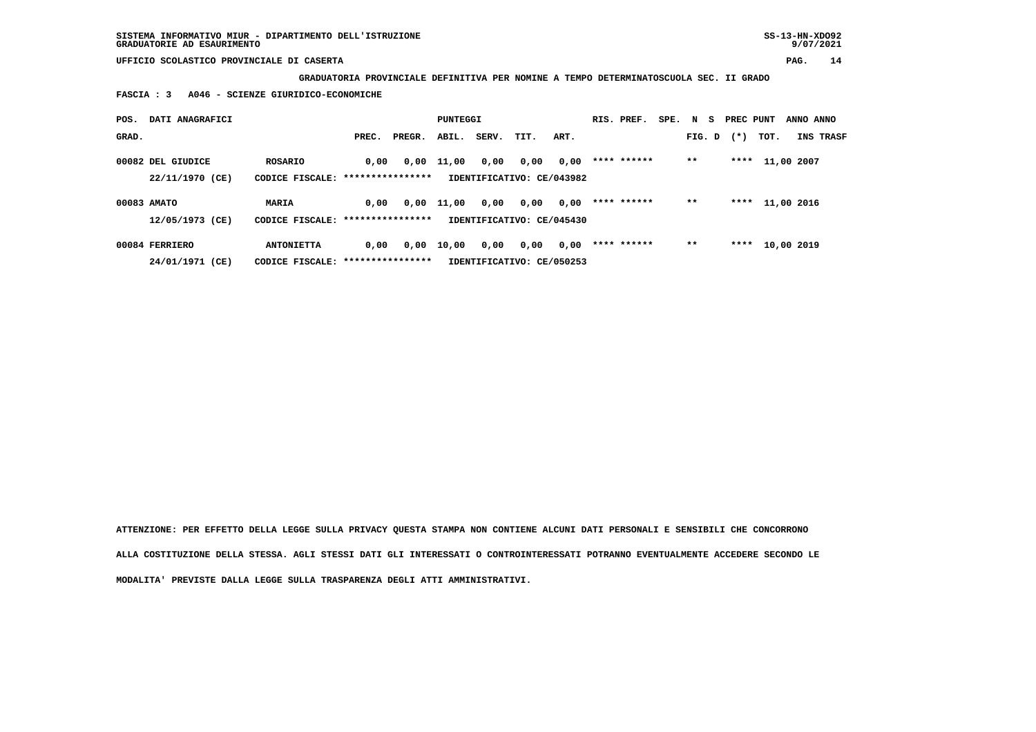**GRADUATORIA PROVINCIALE DEFINITIVA PER NOMINE A TEMPO DETERMINATOSCUOLA SEC. II GRADO**

**FASCIA : 3 A046 - SCIENZE GIURIDICO-ECONOMICHE**

| POS. GRAD. | DATI ANAGRAFICI | | PREC. | PREGR. | ABIL. | SERV. | TIT. | ART. | RIS. PREF. | SPE. | N S FIG. D | PREC PUNT (*) | TOT. | ANNO INS | ANNO TRASF |
|---|---|---|---|---|---|---|---|---|---|---|---|---|---|---|---|
| 00082 | DEL GIUDICE | ROSARIO | 0,00 | 0,00 | 11,00 | 0,00 | 0,00 | 0,00 | **** ****** | | ** | **** | 11,00 | 2007 | |
| | 22/11/1970 (CE) | CODICE FISCALE: **************** | IDENTIFICATIVO: CE/043982 | | | | | | | | | | | | |
| 00083 | AMATO | MARIA | 0,00 | 0,00 | 11,00 | 0,00 | 0,00 | 0,00 | **** ****** | | ** | **** | 11,00 | 2016 | |
| | 12/05/1973 (CE) | CODICE FISCALE: **************** | IDENTIFICATIVO: CE/045430 | | | | | | | | | | | | |
| 00084 | FERRIERO | ANTONIETTA | 0,00 | 0,00 | 10,00 | 0,00 | 0,00 | 0,00 | **** ****** | | ** | **** | 10,00 | 2019 | |
| | 24/01/1971 (CE) | CODICE FISCALE: **************** | IDENTIFICATIVO: CE/050253 | | | | | | | | | | | | |

ATTENZIONE: PER EFFETTO DELLA LEGGE SULLA PRIVACY QUESTA STAMPA NON CONTIENE ALCUNI DATI PERSONALI E SENSIBILI CHE CONCORRONO ALLA COSTITUZIONE DELLA STESSA. AGLI STESSI DATI GLI INTERESSATI O CONTROINTERESSATI POTRANNO EVENTUALMENTE ACCEDERE SECONDO LE MODALITA' PREVISTE DALLA LEGGE SULLA TRASPARENZA DEGLI ATTI AMMINISTRATIVI.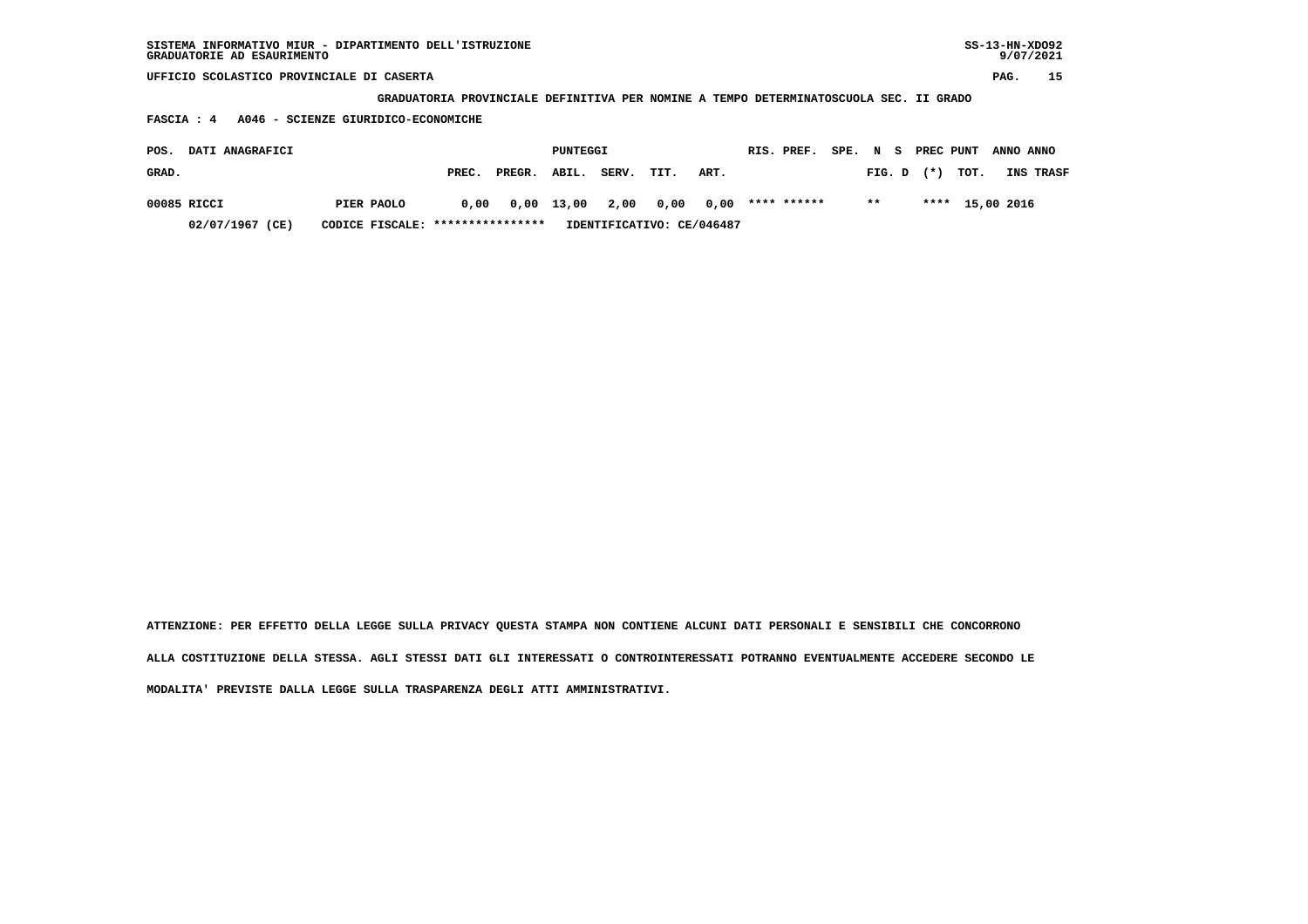SISTEMA INFORMATIVO MIUR - DIPARTIMENTO DELL'ISTRUZIONE
GRADUATORIE AD ESAURIMENTO

SS-13-HN-XDO92
9/07/2021

UFFICIO SCOLASTICO PROVINCIALE DI CASERTA

**GRADUATORIA PROVINCIALE DEFINITIVA PER NOMINE A TEMPO DETERMINATOSCUOLA SEC. II GRADO**

**FASCIA : 4 A046 - SCIENZE GIURIDICO-ECONOMICHE**

| POS. GRAD. | DATI ANAGRAFICI | | PUNTEGGI PREC. | PREGR. | ABIL. | SERV. | TIT. | ART. | RIS. PREF. | SPE. N S FIG. D | PREC (*) | PUNT TOT. | ANNO INS | ANNO TRASF |
|---|---|---|---|---|---|---|---|---|---|---|---|---|---|---|
| 00085 | RICCI | PIER PAOLO | 0,00 | 0,00 | 13,00 | 2,00 | 0,00 | 0,00 | **** ****** | ** | **** | 15,00 | 2016 | |
| | 02/07/1967 (CE) | CODICE FISCALE: **************** | IDENTIFICATIVO: CE/046487 | | | | | | | | | | | |

**ATTENZIONE: PER EFFETTO DELLA LEGGE SULLA PRIVACY QUESTA STAMPA NON CONTIENE ALCUNI DATI PERSONALI E SENSIBILI CHE CONCORRONO ALLA COSTITUZIONE DELLA STESSA. AGLI STESSI DATI GLI INTERESSATI O CONTROINTERESSATI POTRANNO EVENTUALMENTE ACCEDERE SECONDO LE MODALITA' PREVISTE DALLA LEGGE SULLA TRASPARENZA DEGLI ATTI AMMINISTRATIVI.**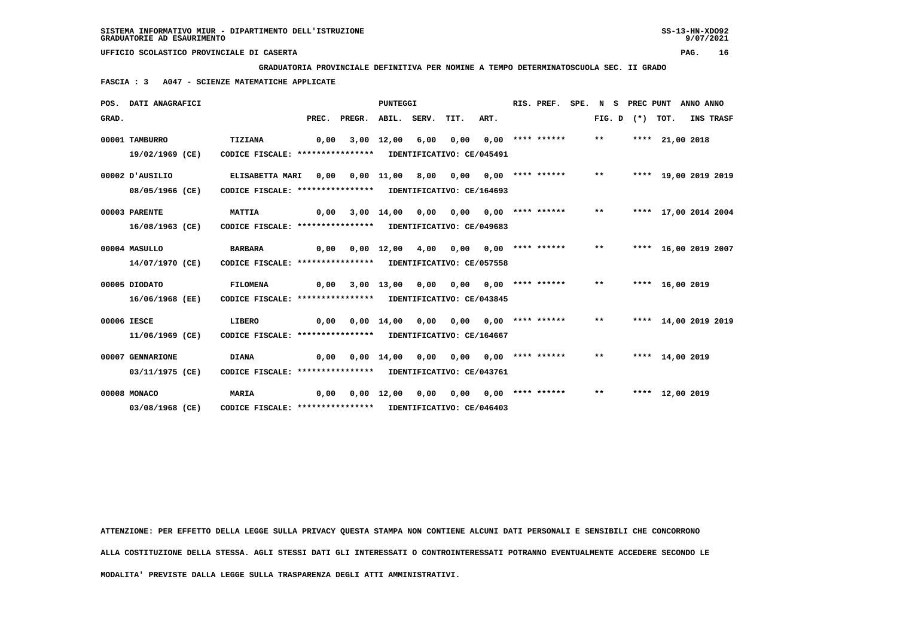SISTEMA INFORMATIVO MIUR - DIPARTIMENTO DELL'ISTRUZIONE
GRADUATORIE AD ESAURIMENTO

UFFICIO SCOLASTICO PROVINCIALE DI CASERTA

**GRADUATORIA PROVINCIALE DEFINITIVA PER NOMINE A TEMPO DETERMINATOSCUOLA SEC. II GRADO**

**FASCIA : 3 A047 - SCIENZE MATEMATICHE APPLICATE**

| POS. GRAD. | DATI ANAGRAFICI | | PREC. | PREGR. | ABIL. | SERV. | TIT. | ART. | RIS. PREF. | SPE. N S FIG. D | PREC PUNT (*) | TOT. | ANNO INS | ANNO TRASF |
|---|---|---|---|---|---|---|---|---|---|---|---|---|---|---|
| 00001 | TAMBURRO 19/02/1969 (CE) | TIZIANA CODICE FISCALE: **************** IDENTIFICATIVO: CE/045491 | 0,00 | 3,00 | 12,00 | 6,00 | 0,00 | 0,00 | **** ****** | ** | **** | 21,00 | 2018 | |
| 00002 | D'AUSILIO 08/05/1966 (CE) | ELISABETTA MARI CODICE FISCALE: **************** IDENTIFICATIVO: CE/164693 | 0,00 | 0,00 | 11,00 | 8,00 | 0,00 | 0,00 | **** ****** | ** | **** | 19,00 | 2019 | 2019 |
| 00003 | PARENTE 16/08/1963 (CE) | MATTIA CODICE FISCALE: **************** IDENTIFICATIVO: CE/049683 | 0,00 | 3,00 | 14,00 | 0,00 | 0,00 | 0,00 | **** ****** | ** | **** | 17,00 | 2014 | 2004 |
| 00004 | MASULLO 14/07/1970 (CE) | BARBARA CODICE FISCALE: **************** IDENTIFICATIVO: CE/057558 | 0,00 | 0,00 | 12,00 | 4,00 | 0,00 | 0,00 | **** ****** | ** | **** | 16,00 | 2019 | 2007 |
| 00005 | DIODATO 16/06/1968 (EE) | FILOMENA CODICE FISCALE: **************** IDENTIFICATIVO: CE/043845 | 0,00 | 3,00 | 13,00 | 0,00 | 0,00 | 0,00 | **** ****** | ** | **** | 16,00 | 2019 | |
| 00006 | IESCE 11/06/1969 (CE) | LIBERO CODICE FISCALE: **************** IDENTIFICATIVO: CE/164667 | 0,00 | 0,00 | 14,00 | 0,00 | 0,00 | 0,00 | **** ****** | ** | **** | 14,00 | 2019 | 2019 |
| 00007 | GENNARIONE 03/11/1975 (CE) | DIANA CODICE FISCALE: **************** IDENTIFICATIVO: CE/043761 | 0,00 | 0,00 | 14,00 | 0,00 | 0,00 | 0,00 | **** ****** | ** | **** | 14,00 | 2019 | |
| 00008 | MONACO 03/08/1968 (CE) | MARIA CODICE FISCALE: **************** IDENTIFICATIVO: CE/046403 | 0,00 | 0,00 | 12,00 | 0,00 | 0,00 | 0,00 | **** ****** | ** | **** | 12,00 | 2019 | |

ATTENZIONE: PER EFFETTO DELLA LEGGE SULLA PRIVACY QUESTA STAMPA NON CONTIENE ALCUNI DATI PERSONALI E SENSIBILI CHE CONCORRONO ALLA COSTITUZIONE DELLA STESSA. AGLI STESSI DATI GLI INTERESSATI O CONTROINTERESSATI POTRANNO EVENTUALMENTE ACCEDERE SECONDO LE MODALITA' PREVISTE DALLA LEGGE SULLA TRASPARENZA DEGLI ATTI AMMINISTRATIVI.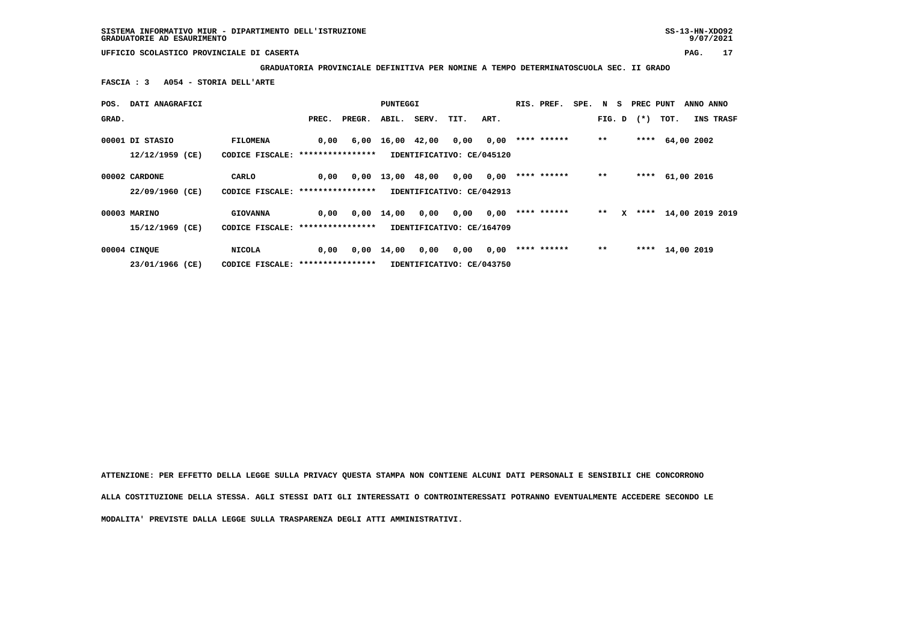SISTEMA INFORMATIVO MIUR - DIPARTIMENTO DELL'ISTRUZIONE
GRADUATORIE AD ESAURIMENTO

UFFICIO SCOLASTICO PROVINCIALE DI CASERTA

**GRADUATORIA PROVINCIALE DEFINITIVA PER NOMINE A TEMPO DETERMINATOSCUOLA SEC. II GRADO**

**FASCIA : 3 A054 - STORIA DELL'ARTE**

| POS. GRAD. | DATI ANAGRAFICI | | PREC. | PREGR. | ABIL. | SERV. | TIT. | ART. | RIS. PREF. | SPE. | N FIG. | S D | PREC (*) | PUNT TOT. | ANNO INS | ANNO TRASF |
|---|---|---|---|---|---|---|---|---|---|---|---|---|---|---|---|---|
| 00001 | DI STASIO | FILOMENA | 0,00 | 6,00 | 16,00 | 42,00 | 0,00 | 0,00 | **** ****** | | ** | | **** | 64,00 | 2002 | |
| | 12/12/1959 (CE) | CODICE FISCALE: **************** | IDENTIFICATIVO: CE/045120 | | | | | | | | | | | | | |
| 00002 | CARDONE | CARLO | 0,00 | 0,00 | 13,00 | 48,00 | 0,00 | 0,00 | **** ****** | | ** | | **** | 61,00 | 2016 | |
| | 22/09/1960 (CE) | CODICE FISCALE: **************** | IDENTIFICATIVO: CE/042913 | | | | | | | | | | | | | |
| 00003 | MARINO | GIOVANNA | 0,00 | 0,00 | 14,00 | 0,00 | 0,00 | 0,00 | **** ****** | | ** | X | **** | 14,00 | 2019 | 2019 |
| | 15/12/1969 (CE) | CODICE FISCALE: **************** | IDENTIFICATIVO: CE/164709 | | | | | | | | | | | | | |
| 00004 | CINQUE | NICOLA | 0,00 | 0,00 | 14,00 | 0,00 | 0,00 | 0,00 | **** ****** | | ** | | **** | 14,00 | 2019 | |
| | 23/01/1966 (CE) | CODICE FISCALE: **************** | IDENTIFICATIVO: CE/043750 | | | | | | | | | | | | | |

ATTENZIONE: PER EFFETTO DELLA LEGGE SULLA PRIVACY QUESTA STAMPA NON CONTIENE ALCUNI DATI PERSONALI E SENSIBILI CHE CONCORRONO ALLA COSTITUZIONE DELLA STESSA. AGLI STESSI DATI GLI INTERESSATI O CONTROINTERESSATI POTRANNO EVENTUALMENTE ACCEDERE SECONDO LE MODALITA' PREVISTE DALLA LEGGE SULLA TRASPARENZA DEGLI ATTI AMMINISTRATIVI.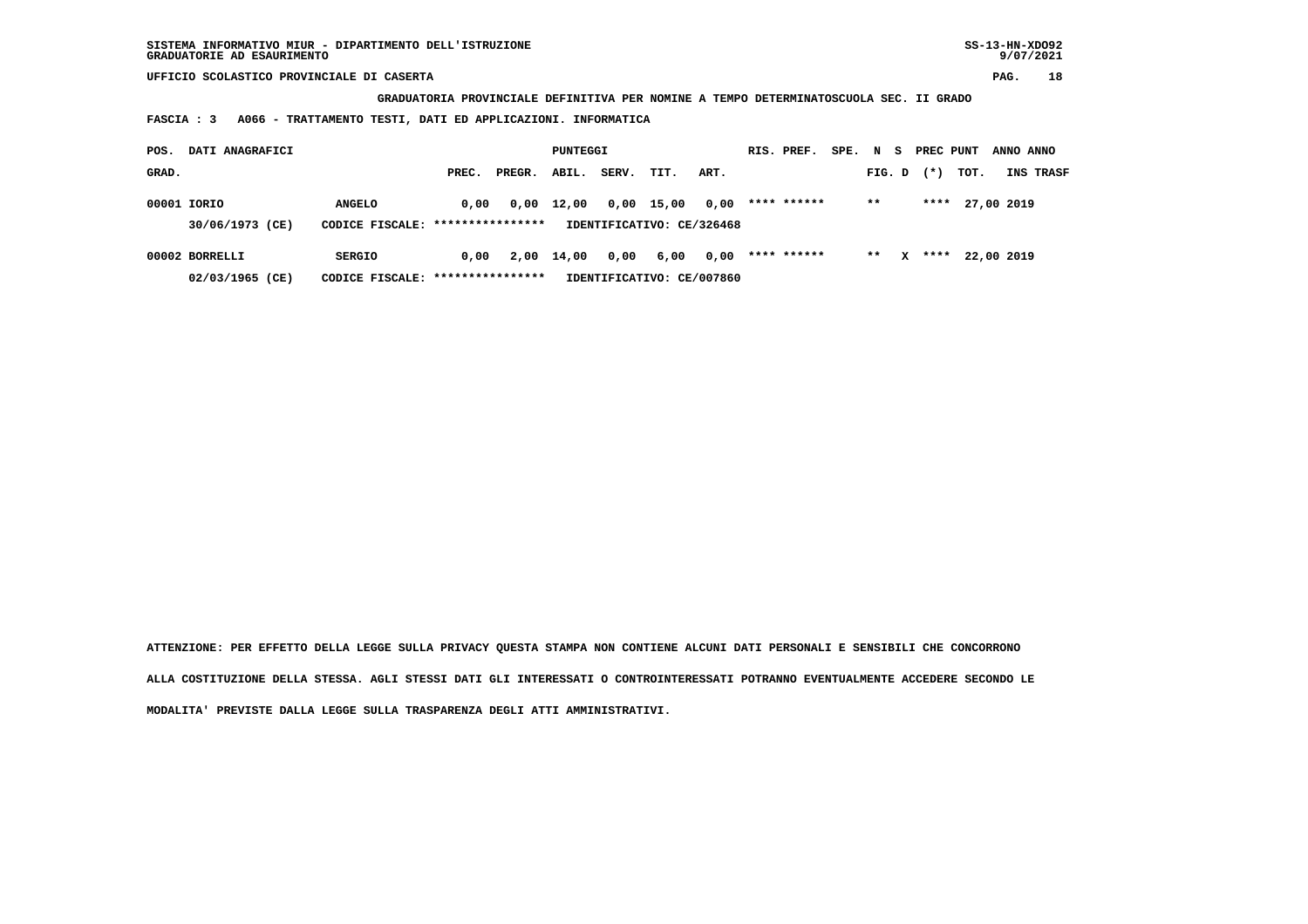UFFICIO SCOLASTICO PROVINCIALE DI CASERTA

**GRADUATORIA PROVINCIALE DEFINITIVA PER NOMINE A TEMPO DETERMINATOSCUOLA SEC. II GRADO**

**FASCIA : 3 A066 - TRATTAMENTO TESTI, DATI ED APPLICAZIONI. INFORMATICA**

| POS. GRAD. | DATI ANAGRAFICI | | PREC. | PREGR. | ABIL. | SERV. | TIT. | ART. | RIS. PREF. | SPE. | FIG. N | D S | PREC (*) | PUNT TOT. | ANNO INS | ANNO TRASF |
|---|---|---|---|---|---|---|---|---|---|---|---|---|---|---|---|---|
| 00001 | IORIO | ANGELO | 0,00 | 0,00 | 12,00 | 0,00 | 15,00 | 0,00 | **** ****** | | ** | | **** | 27,00 | 2019 | |
| | 30/06/1973 (CE) | CODICE FISCALE: **************** | IDENTIFICATIVO: CE/326468 | | | | | | | | | | | | | |
| 00002 | BORRELLI | SERGIO | 0,00 | 2,00 | 14,00 | 0,00 | 6,00 | 0,00 | **** ****** | | ** | X | **** | 22,00 | 2019 | |
| | 02/03/1965 (CE) | CODICE FISCALE: **************** | IDENTIFICATIVO: CE/007860 | | | | | | | | | | | | | |

ATTENZIONE: PER EFFETTO DELLA LEGGE SULLA PRIVACY QUESTA STAMPA NON CONTIENE ALCUNI DATI PERSONALI E SENSIBILI CHE CONCORRONO ALLA COSTITUZIONE DELLA STESSA. AGLI STESSI DATI GLI INTERESSATI O CONTROINTERESSATI POTRANNO EVENTUALMENTE ACCEDERE SECONDO LE MODALITA' PREVISTE DALLA LEGGE SULLA TRASPARENZA DEGLI ATTI AMMINISTRATIVI.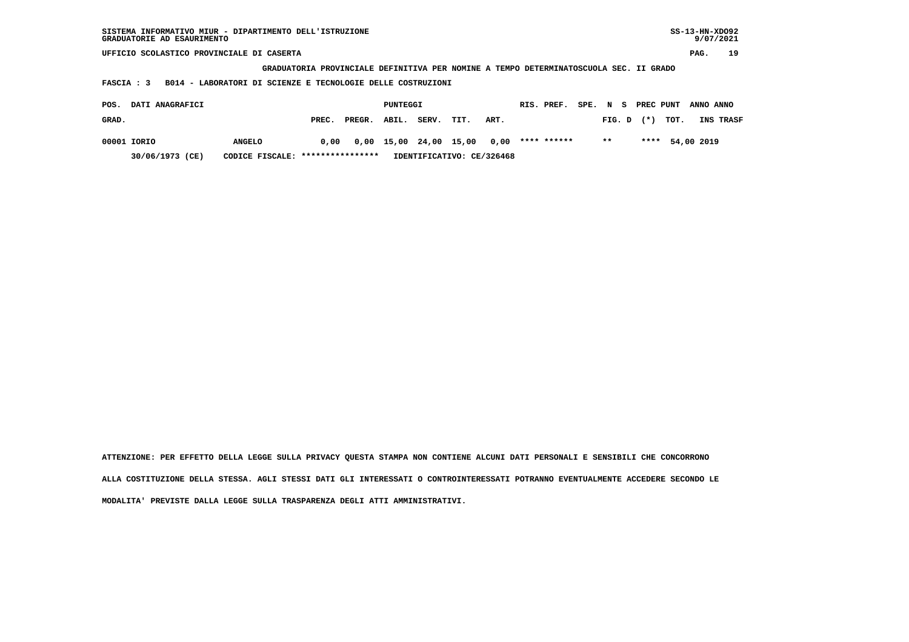SISTEMA INFORMATIVO MIUR - DIPARTIMENTO DELL'ISTRUZIONE
GRADUATORIE AD ESAURIMENTO

SS-13-HN-XDO92
9/07/2021

UFFICIO SCOLASTICO PROVINCIALE DI CASERTA

**GRADUATORIA PROVINCIALE DEFINITIVA PER NOMINE A TEMPO DETERMINATOSCUOLA SEC. II GRADO**

**FASCIA : 3 B014 - LABORATORI DI SCIENZE E TECNOLOGIE DELLE COSTRUZIONI**

| POS. GRAD. | DATI ANAGRAFICI | | PUNTEGGI PREC. | PREGR. | ABIL. | SERV. | TIT. | ART. | RIS. | PREF. | SPE. N S FIG. D | PREC (*) | PUNT TOT. | ANNO INS | ANNO TRASF |
|---|---|---|---|---|---|---|---|---|---|---|---|---|---|---|---|
| 00001 | IORIO | ANGELO | 0,00 | 0,00 | 15,00 | 24,00 | 15,00 | 0,00 | **** | ****** | ** | **** | 54,00 | 2019 | |
| | 30/06/1973 (CE) | CODICE FISCALE: **************** | IDENTIFICATIVO: CE/326468 | | | | | | | | | | | | |

ATTENZIONE: PER EFFETTO DELLA LEGGE SULLA PRIVACY QUESTA STAMPA NON CONTIENE ALCUNI DATI PERSONALI E SENSIBILI CHE CONCORRONO ALLA COSTITUZIONE DELLA STESSA. AGLI STESSI DATI GLI INTERESSATI O CONTROINTERESSATI POTRANNO EVENTUALMENTE ACCEDERE SECONDO LE MODALITA' PREVISTE DALLA LEGGE SULLA TRASPARENZA DEGLI ATTI AMMINISTRATIVI.